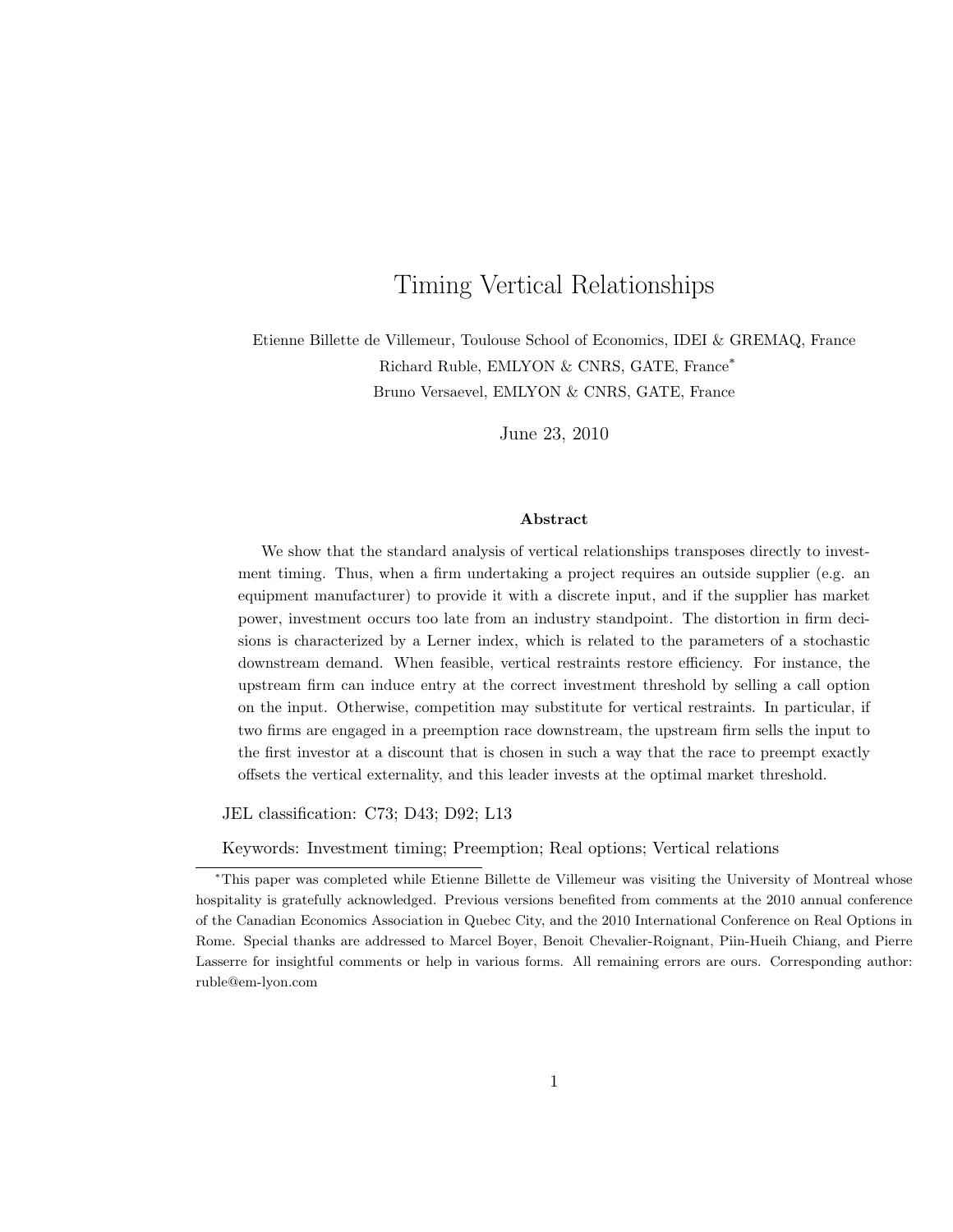# Timing Vertical Relationships

Etienne Billette de Villemeur, Toulouse School of Economics, IDEI & GREMAQ, France

Richard Ruble, EMLYON & CNRS, GATE, France*

Bruno Versaevel, EMLYON & CNRS, GATE, France

June 23, 2010

**Abstract**

We show that the standard analysis of vertical relationships transposes directly to investment timing. Thus, when a firm undertaking a project requires an outside supplier (e.g. an equipment manufacturer) to provide it with a discrete input, and if the supplier has market power, investment occurs too late from an industry standpoint. The distortion in firm decisions is characterized by a Lerner index, which is related to the parameters of a stochastic downstream demand. When feasible, vertical restraints restore efficiency. For instance, the upstream firm can induce entry at the correct investment threshold by selling a call option on the input. Otherwise, competition may substitute for vertical restraints. In particular, if two firms are engaged in a preemption race downstream, the upstream firm sells the input to the first investor at a discount that is chosen in such a way that the race to preempt exactly offsets the vertical externality, and this leader invests at the optimal market threshold.

JEL classification: C73; D43; D92; L13

Keywords: Investment timing; Preemption; Real options; Vertical relations

*This paper was completed while Etienne Billette de Villemeur was visiting the University of Montreal whose hospitality is gratefully acknowledged. Previous versions benefited from comments at the 2010 annual conference of the Canadian Economics Association in Quebec City, and the 2010 International Conference on Real Options in Rome. Special thanks are addressed to Marcel Boyer, Benoit Chevalier-Roignant, Piin-Hueih Chiang, and Pierre Lasserre for insightful comments or help in various forms. All remaining errors are ours. Corresponding author: ruble@em-lyon.com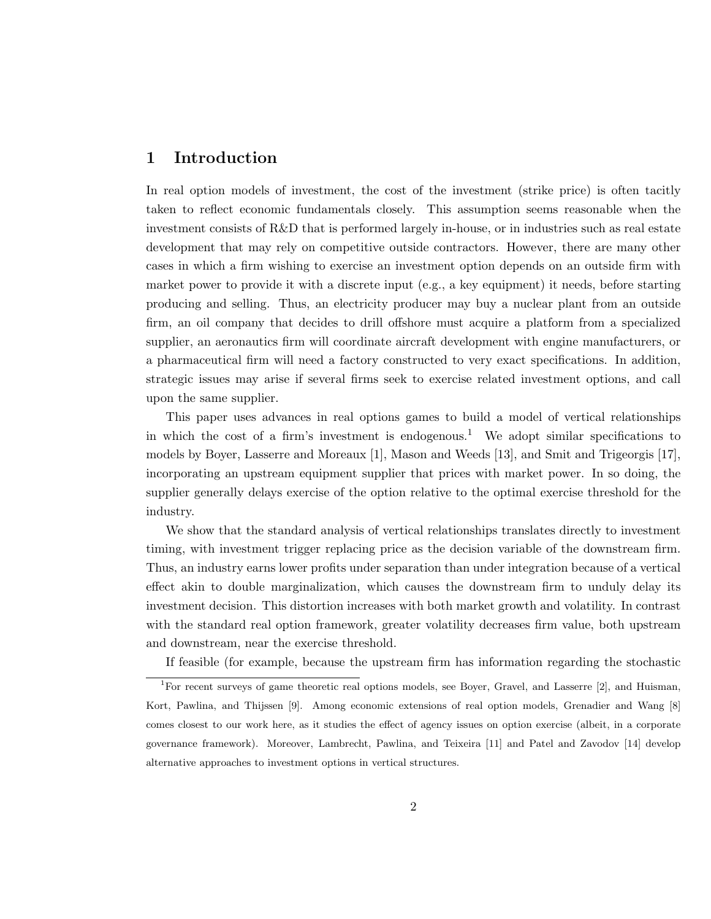## 1 Introduction

In real option models of investment, the cost of the investment (strike price) is often tacitly taken to reflect economic fundamentals closely. This assumption seems reasonable when the investment consists of R&D that is performed largely in-house, or in industries such as real estate development that may rely on competitive outside contractors. However, there are many other cases in which a firm wishing to exercise an investment option depends on an outside firm with market power to provide it with a discrete input (e.g., a key equipment) it needs, before starting producing and selling. Thus, an electricity producer may buy a nuclear plant from an outside firm, an oil company that decides to drill offshore must acquire a platform from a specialized supplier, an aeronautics firm will coordinate aircraft development with engine manufacturers, or a pharmaceutical firm will need a factory constructed to very exact specifications. In addition, strategic issues may arise if several firms seek to exercise related investment options, and call upon the same supplier.

This paper uses advances in real options games to build a model of vertical relationships in which the cost of a firm's investment is endogenous.[1] We adopt similar specifications to models by Boyer, Lasserre and Moreaux [1], Mason and Weeds [13], and Smit and Trigeorgis [17], incorporating an upstream equipment supplier that prices with market power. In so doing, the supplier generally delays exercise of the option relative to the optimal exercise threshold for the industry.

We show that the standard analysis of vertical relationships translates directly to investment timing, with investment trigger replacing price as the decision variable of the downstream firm. Thus, an industry earns lower profits under separation than under integration because of a vertical effect akin to double marginalization, which causes the downstream firm to unduly delay its investment decision. This distortion increases with both market growth and volatility. In contrast with the standard real option framework, greater volatility decreases firm value, both upstream and downstream, near the exercise threshold.

If feasible (for example, because the upstream firm has information regarding the stochastic

[1] For recent surveys of game theoretic real options models, see Boyer, Gravel, and Lasserre [2], and Huisman, Kort, Pawlina, and Thijssen [9]. Among economic extensions of real option models, Grenadier and Wang [8] comes closest to our work here, as it studies the effect of agency issues on option exercise (albeit, in a corporate governance framework). Moreover, Lambrecht, Pawlina, and Teixeira [11] and Patel and Zavodov [14] develop alternative approaches to investment options in vertical structures.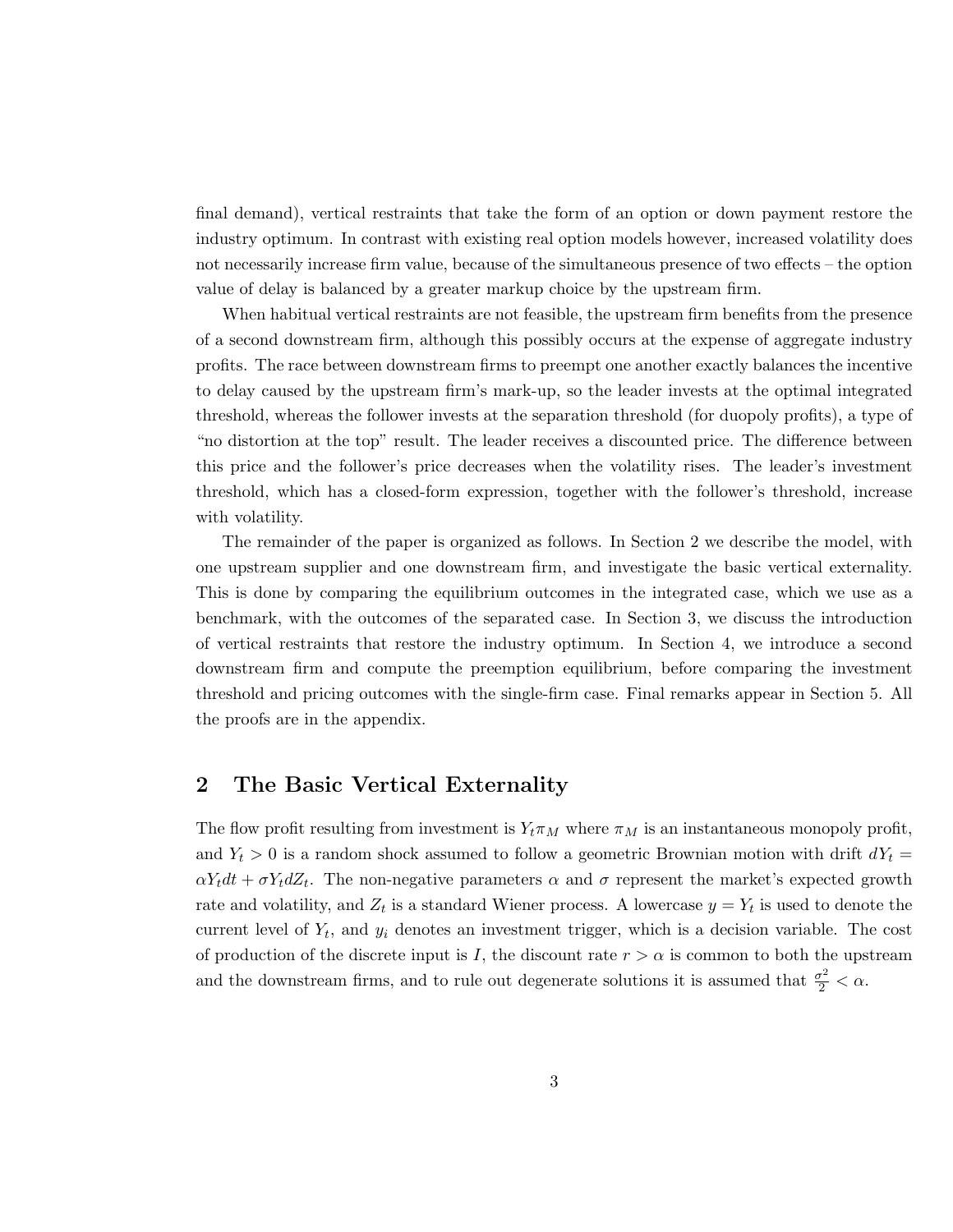final demand), vertical restraints that take the form of an option or down payment restore the industry optimum. In contrast with existing real option models however, increased volatility does not necessarily increase firm value, because of the simultaneous presence of two effects – the option value of delay is balanced by a greater markup choice by the upstream firm.

When habitual vertical restraints are not feasible, the upstream firm benefits from the presence of a second downstream firm, although this possibly occurs at the expense of aggregate industry profits. The race between downstream firms to preempt one another exactly balances the incentive to delay caused by the upstream firm's mark-up, so the leader invests at the optimal integrated threshold, whereas the follower invests at the separation threshold (for duopoly profits), a type of "no distortion at the top" result. The leader receives a discounted price. The difference between this price and the follower's price decreases when the volatility rises. The leader's investment threshold, which has a closed-form expression, together with the follower's threshold, increase with volatility.

The remainder of the paper is organized as follows. In Section 2 we describe the model, with one upstream supplier and one downstream firm, and investigate the basic vertical externality. This is done by comparing the equilibrium outcomes in the integrated case, which we use as a benchmark, with the outcomes of the separated case. In Section 3, we discuss the introduction of vertical restraints that restore the industry optimum. In Section 4, we introduce a second downstream firm and compute the preemption equilibrium, before comparing the investment threshold and pricing outcomes with the single-firm case. Final remarks appear in Section 5. All the proofs are in the appendix.

## 2 The Basic Vertical Externality

The flow profit resulting from investment is $Y_t \pi_M$ where $\pi_M$ is an instantaneous monopoly profit, and $Y_t > 0$ is a random shock assumed to follow a geometric Brownian motion with drift $dY_t = \alpha Y_t dt + \sigma Y_t dZ_t$. The non-negative parameters $\alpha$ and $\sigma$ represent the market's expected growth rate and volatility, and $Z_t$ is a standard Wiener process. A lowercase $y = Y_t$ is used to denote the current level of $Y_t$, and $y_i$ denotes an investment trigger, which is a decision variable. The cost of production of the discrete input is $I$, the discount rate $r > \alpha$ is common to both the upstream and the downstream firms, and to rule out degenerate solutions it is assumed that $\frac{\sigma^2}{2} < \alpha$.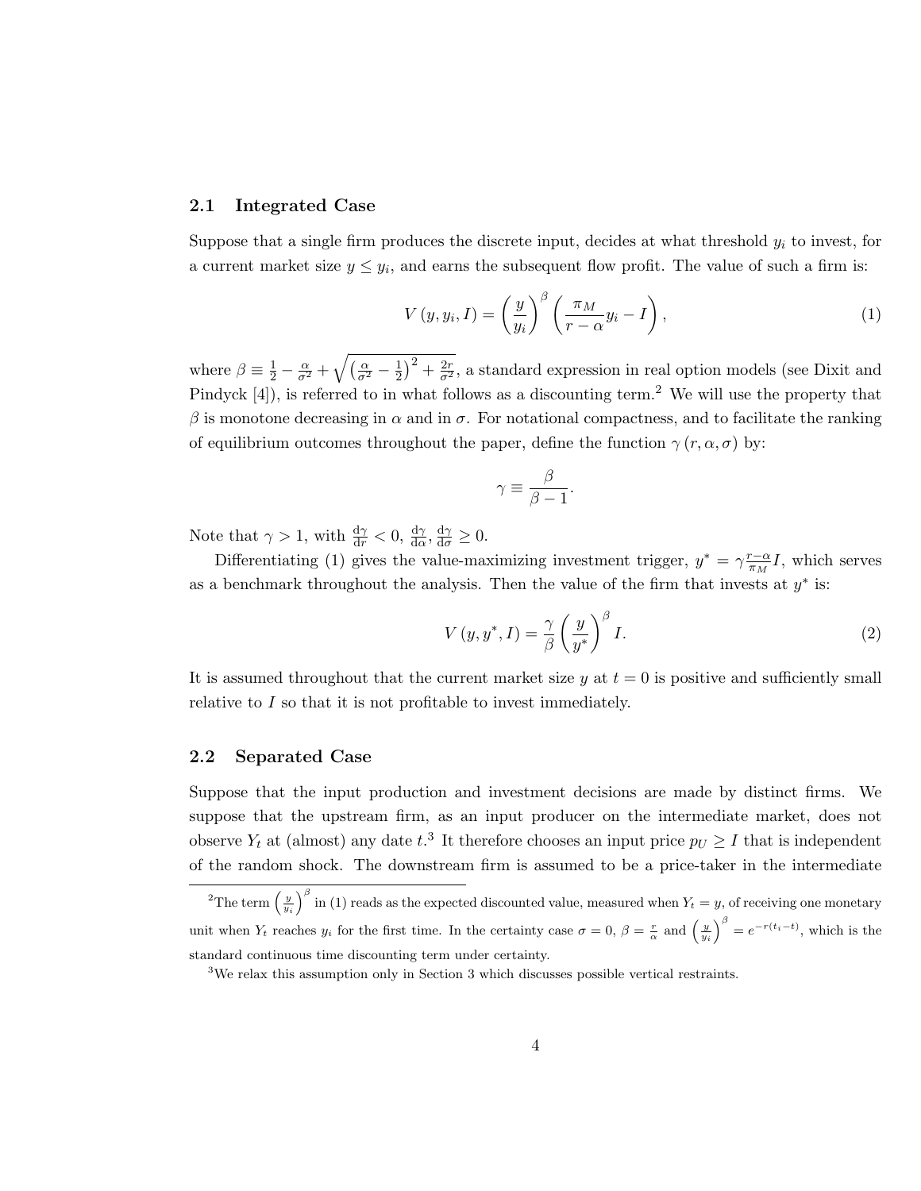## 2.1 Integrated Case

Suppose that a single firm produces the discrete input, decides at what threshold $y_i$ to invest, for a current market size $y \leq y_i$, and earns the subsequent flow profit. The value of such a firm is:

$$V(y, y_i, I) = \left(\frac{y}{y_i}\right)^{\beta} \left(\frac{\pi_M}{r - \alpha} y_i - I\right), \tag{1}$$

where $\beta \equiv \frac{1}{2} - \frac{\alpha}{\sigma^2} + \sqrt{\left(\frac{\alpha}{\sigma^2} - \frac{1}{2}\right)^2 + \frac{2r}{\sigma^2}}$, a standard expression in real option models (see Dixit and Pindyck [4]), is referred to in what follows as a discounting term.[2] We will use the property that $\beta$ is monotone decreasing in $\alpha$ and in $\sigma$. For notational compactness, and to facilitate the ranking of equilibrium outcomes throughout the paper, define the function $\gamma(r, \alpha, \sigma)$ by:

$$\gamma \equiv \frac{\beta}{\beta - 1}.$$

Note that $\gamma > 1$, with $\frac{\mathrm{d}\gamma}{\mathrm{d}r} < 0$, $\frac{\mathrm{d}\gamma}{\mathrm{d}\alpha}, \frac{\mathrm{d}\gamma}{\mathrm{d}\sigma} \geq 0$.

Differentiating (1) gives the value-maximizing investment trigger, $y^* = \gamma \frac{r-\alpha}{\pi_M} I$, which serves as a benchmark throughout the analysis. Then the value of the firm that invests at $y^*$ is:

$$V(y, y^*, I) = \frac{\gamma}{\beta} \left(\frac{y}{y^*}\right)^{\beta} I. \tag{2}$$

It is assumed throughout that the current market size $y$ at $t = 0$ is positive and sufficiently small relative to $I$ so that it is not profitable to invest immediately.

## 2.2 Separated Case

Suppose that the input production and investment decisions are made by distinct firms. We suppose that the upstream firm, as an input producer on the intermediate market, does not observe $Y_t$ at (almost) any date $t$.[3] It therefore chooses an input price $p_U \geq I$ that is independent of the random shock. The downstream firm is assumed to be a price-taker in the intermediate

---

[2] The term $\left(\frac{y}{y_i}\right)^{\beta}$ in (1) reads as the expected discounted value, measured when $Y_t = y$, of receiving one monetary unit when $Y_t$ reaches $y_i$ for the first time. In the certainty case $\sigma = 0$, $\beta = \frac{r}{\alpha}$ and $\left(\frac{y}{y_i}\right)^{\beta} = e^{-r(t_i - t)}$, which is the standard continuous time discounting term under certainty.

[3] We relax this assumption only in Section 3 which discusses possible vertical restraints.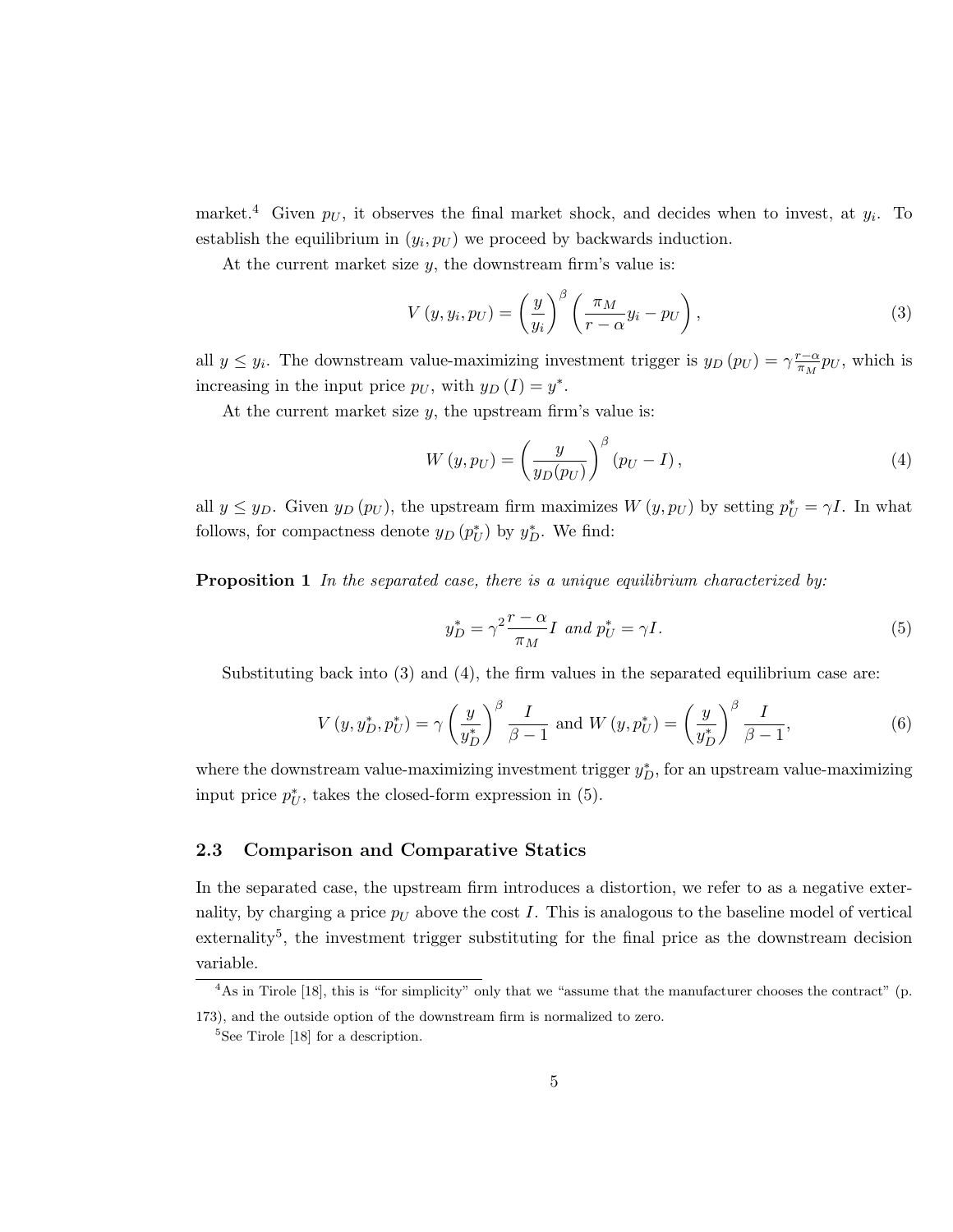market.[4] Given $p_U$, it observes the final market shock, and decides when to invest, at $y_i$. To establish the equilibrium in $(y_i, p_U)$ we proceed by backwards induction.

At the current market size $y$, the downstream firm's value is:

$$V(y, y_i, p_U) = \left(\frac{y}{y_i}\right)^{\beta} \left(\frac{\pi_M}{r-\alpha} y_i - p_U\right), \tag{3}$$

all $y \leq y_i$. The downstream value-maximizing investment trigger is $y_D(p_U) = \gamma \frac{r-\alpha}{\pi_M} p_U$, which is increasing in the input price $p_U$, with $y_D(I) = y^*$.

At the current market size $y$, the upstream firm's value is:

$$W(y, p_U) = \left(\frac{y}{y_D(p_U)}\right)^{\beta} (p_U - I), \tag{4}$$

all $y \leq y_D$. Given $y_D(p_U)$, the upstream firm maximizes $W(y, p_U)$ by setting $p_U^* = \gamma I$. In what follows, for compactness denote $y_D(p_U^*)$ by $y_D^*$. We find:

**Proposition 1** *In the separated case, there is a unique equilibrium characterized by:*

$$y_D^* = \gamma^2 \frac{r-\alpha}{\pi_M} I \text{ and } p_U^* = \gamma I. \tag{5}$$

Substituting back into (3) and (4), the firm values in the separated equilibrium case are:

$$V(y, y_D^*, p_U^*) = \gamma \left(\frac{y}{y_D^*}\right)^{\beta} \frac{I}{\beta - 1} \text{ and } W(y, p_U^*) = \left(\frac{y}{y_D^*}\right)^{\beta} \frac{I}{\beta - 1}, \tag{6}$$

where the downstream value-maximizing investment trigger $y_D^*$, for an upstream value-maximizing input price $p_U^*$, takes the closed-form expression in (5).

### 2.3 Comparison and Comparative Statics

In the separated case, the upstream firm introduces a distortion, we refer to as a negative externality, by charging a price $p_U$ above the cost $I$. This is analogous to the baseline model of vertical externality[5], the investment trigger substituting for the final price as the downstream decision variable.

[4] As in Tirole [18], this is "for simplicity" only that we "assume that the manufacturer chooses the contract" (p. 173), and the outside option of the downstream firm is normalized to zero.

[5] See Tirole [18] for a description.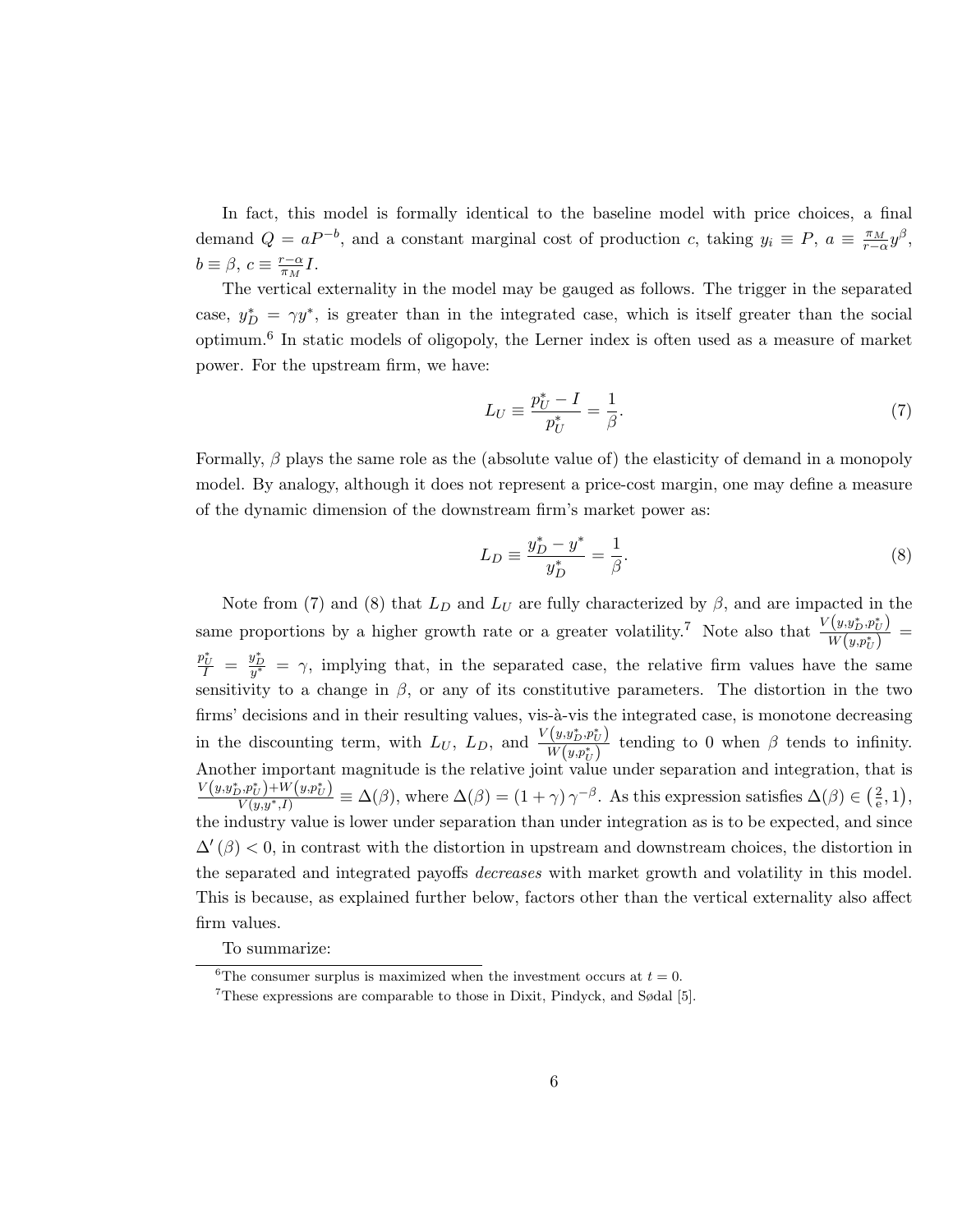In fact, this model is formally identical to the baseline model with price choices, a final demand $Q = aP^{-b}$, and a constant marginal cost of production $c$, taking $y_i \equiv P$, $a \equiv \frac{\pi_M}{r-\alpha} y^{\beta}$, $b \equiv \beta$, $c \equiv \frac{r-\alpha}{\pi_M} I$.

The vertical externality in the model may be gauged as follows. The trigger in the separated case, $y_D^* = \gamma y^*$, is greater than in the integrated case, which is itself greater than the social optimum.[6] In static models of oligopoly, the Lerner index is often used as a measure of market power. For the upstream firm, we have:

$$L_U \equiv \frac{p_U^* - I}{p_U^*} = \frac{1}{\beta}. \tag{7}$$

Formally, $\beta$ plays the same role as the (absolute value of) the elasticity of demand in a monopoly model. By analogy, although it does not represent a price-cost margin, one may define a measure of the dynamic dimension of the downstream firm's market power as:

$$L_D \equiv \frac{y_D^* - y^*}{y_D^*} = \frac{1}{\beta}. \tag{8}$$

Note from (7) and (8) that $L_D$ and $L_U$ are fully characterized by $\beta$, and are impacted in the same proportions by a higher growth rate or a greater volatility.[7] Note also that $\frac{V\left(y, y_D^*, p_U^*\right)}{W\left(y, p_U^*\right)} = \frac{p_U^*}{I} = \frac{y_D^*}{y^*} = \gamma$, implying that, in the separated case, the relative firm values have the same sensitivity to a change in $\beta$, or any of its constitutive parameters. The distortion in the two firms' decisions and in their resulting values, vis-à-vis the integrated case, is monotone decreasing in the discounting term, with $L_U$, $L_D$, and $\frac{V\left(y, y_D^*, p_U^*\right)}{W\left(y, p_U^*\right)}$ tending to 0 when $\beta$ tends to infinity. Another important magnitude is the relative joint value under separation and integration, that is $\frac{V\left(y, y_D^*, p_U^*\right) + W\left(y, p_U^*\right)}{V\left(y, y^*, I\right)} \equiv \Delta(\beta)$, where $\Delta(\beta) = (1+\gamma)\,\gamma^{-\beta}$. As this expression satisfies $\Delta(\beta) \in \left(\frac{2}{\mathrm{e}}, 1\right)$, the industry value is lower under separation than under integration as is to be expected, and since $\Delta'(\beta) < 0$, in contrast with the distortion in upstream and downstream choices, the distortion in the separated and integrated payoffs *decreases* with market growth and volatility in this model. This is because, as explained further below, factors other than the vertical externality also affect firm values.

To summarize:

---

[6] The consumer surplus is maximized when the investment occurs at $t = 0$.

[7] These expressions are comparable to those in Dixit, Pindyck, and Sødal [5].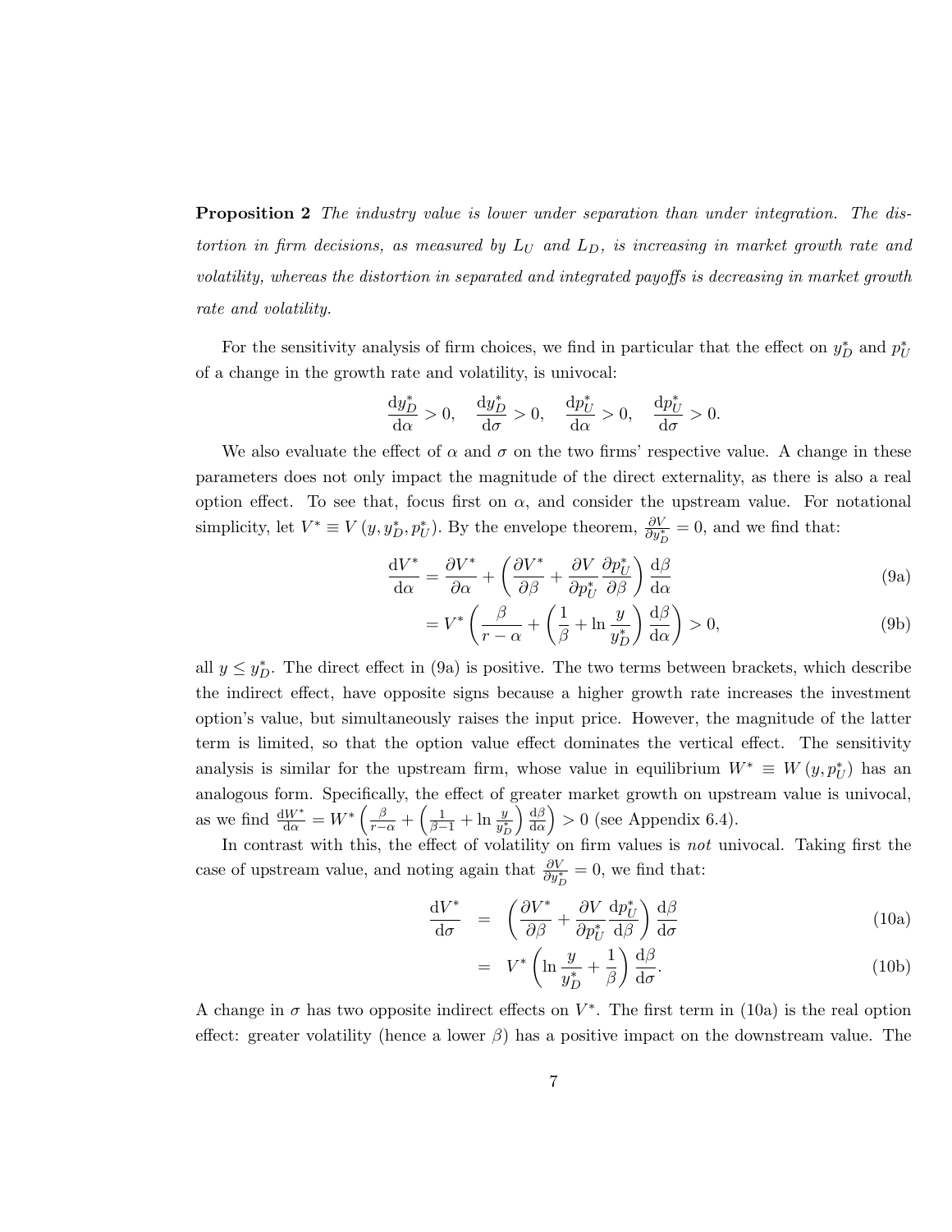**Proposition 2** *The industry value is lower under separation than under integration. The distortion in firm decisions, as measured by $L_U$ and $L_D$, is increasing in market growth rate and volatility, whereas the distortion in separated and integrated payoffs is decreasing in market growth rate and volatility.*

For the sensitivity analysis of firm choices, we find in particular that the effect on $y_D^*$ and $p_U^*$ of a change in the growth rate and volatility, is univocal:

$$\frac{\mathrm{d}y_D^*}{\mathrm{d}\alpha} > 0, \quad \frac{\mathrm{d}y_D^*}{\mathrm{d}\sigma} > 0, \quad \frac{\mathrm{d}p_U^*}{\mathrm{d}\alpha} > 0, \quad \frac{\mathrm{d}p_U^*}{\mathrm{d}\sigma} > 0.$$

We also evaluate the effect of $\alpha$ and $\sigma$ on the two firms' respective value. A change in these parameters does not only impact the magnitude of the direct externality, as there is also a real option effect. To see that, focus first on $\alpha$, and consider the upstream value. For notational simplicity, let $V^* \equiv V(y, y_D^*, p_U^*)$. By the envelope theorem, $\frac{\partial V}{\partial y_D^*} = 0$, and we find that:

$$\frac{\mathrm{d}V^*}{\mathrm{d}\alpha} = \frac{\partial V^*}{\partial \alpha} + \left( \frac{\partial V^*}{\partial \beta} + \frac{\partial V}{\partial p_U^*} \frac{\partial p_U^*}{\partial \beta} \right) \frac{\mathrm{d}\beta}{\mathrm{d}\alpha} \tag{9a}$$

$$= V^* \left( \frac{\beta}{r - \alpha} + \left( \frac{1}{\beta} + \ln \frac{y}{y_D^*} \right) \frac{\mathrm{d}\beta}{\mathrm{d}\alpha} \right) > 0, \tag{9b}$$

all $y \leq y_D^*$. The direct effect in (9a) is positive. The two terms between brackets, which describe the indirect effect, have opposite signs because a higher growth rate increases the investment option's value, but simultaneously raises the input price. However, the magnitude of the latter term is limited, so that the option value effect dominates the vertical effect. The sensitivity analysis is similar for the upstream firm, whose value in equilibrium $W^* \equiv W(y, p_U^*)$ has an analogous form. Specifically, the effect of greater market growth on upstream value is univocal, as we find $\frac{\mathrm{d}W^*}{\mathrm{d}\alpha} = W^* \left( \frac{\beta}{r-\alpha} + \left( \frac{1}{\beta - 1} + \ln \frac{y}{y_D^*} \right) \frac{\mathrm{d}\beta}{\mathrm{d}\alpha} \right) > 0$ (see Appendix 6.4).

In contrast with this, the effect of volatility on firm values is *not* univocal. Taking first the case of upstream value, and noting again that $\frac{\partial V}{\partial y_D^*} = 0$, we find that:

$$\frac{\mathrm{d}V^*}{\mathrm{d}\sigma} = \left( \frac{\partial V^*}{\partial \beta} + \frac{\partial V}{\partial p_U^*} \frac{\mathrm{d}p_U^*}{\mathrm{d}\beta} \right) \frac{\mathrm{d}\beta}{\mathrm{d}\sigma} \tag{10a}$$

$$= V^* \left( \ln \frac{y}{y_D^*} + \frac{1}{\beta} \right) \frac{\mathrm{d}\beta}{\mathrm{d}\sigma}. \tag{10b}$$

A change in $\sigma$ has two opposite indirect effects on $V^*$. The first term in (10a) is the real option effect: greater volatility (hence a lower $\beta$) has a positive impact on the downstream value. The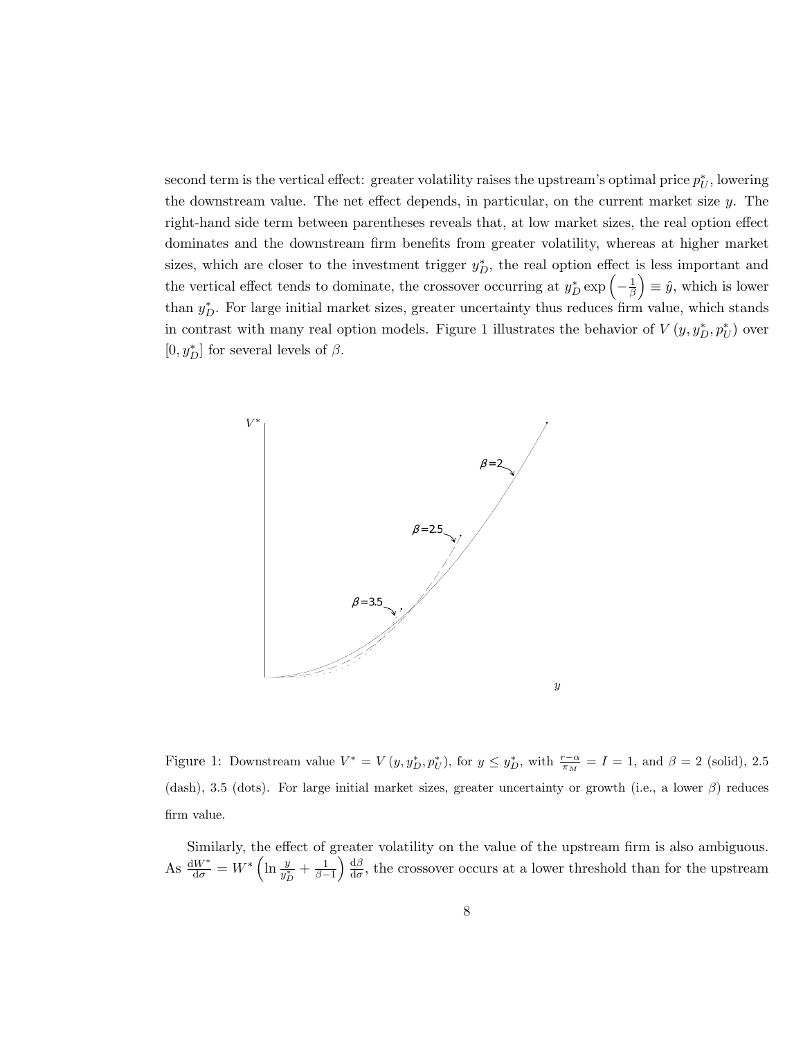second term is the vertical effect: greater volatility raises the upstream's optimal price $p_U^*$, lowering the downstream value. The net effect depends, in particular, on the current market size $y$. The right-hand side term between parentheses reveals that, at low market sizes, the real option effect dominates and the downstream firm benefits from greater volatility, whereas at higher market sizes, which are closer to the investment trigger $y_D^*$, the real option effect is less important and the vertical effect tends to dominate, the crossover occurring at $y_D^* \exp\left(-\frac{1}{\beta}\right) \equiv \hat{y}$, which is lower than $y_D^*$. For large initial market sizes, greater uncertainty thus reduces firm value, which stands in contrast with many real option models. Figure 1 illustrates the behavior of $V\left(y, y_D^*, p_U^*\right)$ over $[0, y_D^*]$ for several levels of $\beta$.

Figure 1: Downstream value $V^* = V\left(y, y_D^*, p_U^*\right)$, for $y \leq y_D^*$, with $\frac{r-\alpha}{\pi_M} = I = 1$, and $\beta = 2$ (solid), 2.5 (dash), 3.5 (dots). For large initial market sizes, greater uncertainty or growth (i.e., a lower $\beta$) reduces firm value.

Similarly, the effect of greater volatility on the value of the upstream firm is also ambiguous. As $\frac{\mathrm{d}W^*}{\mathrm{d}\sigma} = W^*\left(\ln\frac{y}{y_D^*} + \frac{1}{\beta-1}\right)\frac{\mathrm{d}\beta}{\mathrm{d}\sigma}$, the crossover occurs at a lower threshold than for the upstream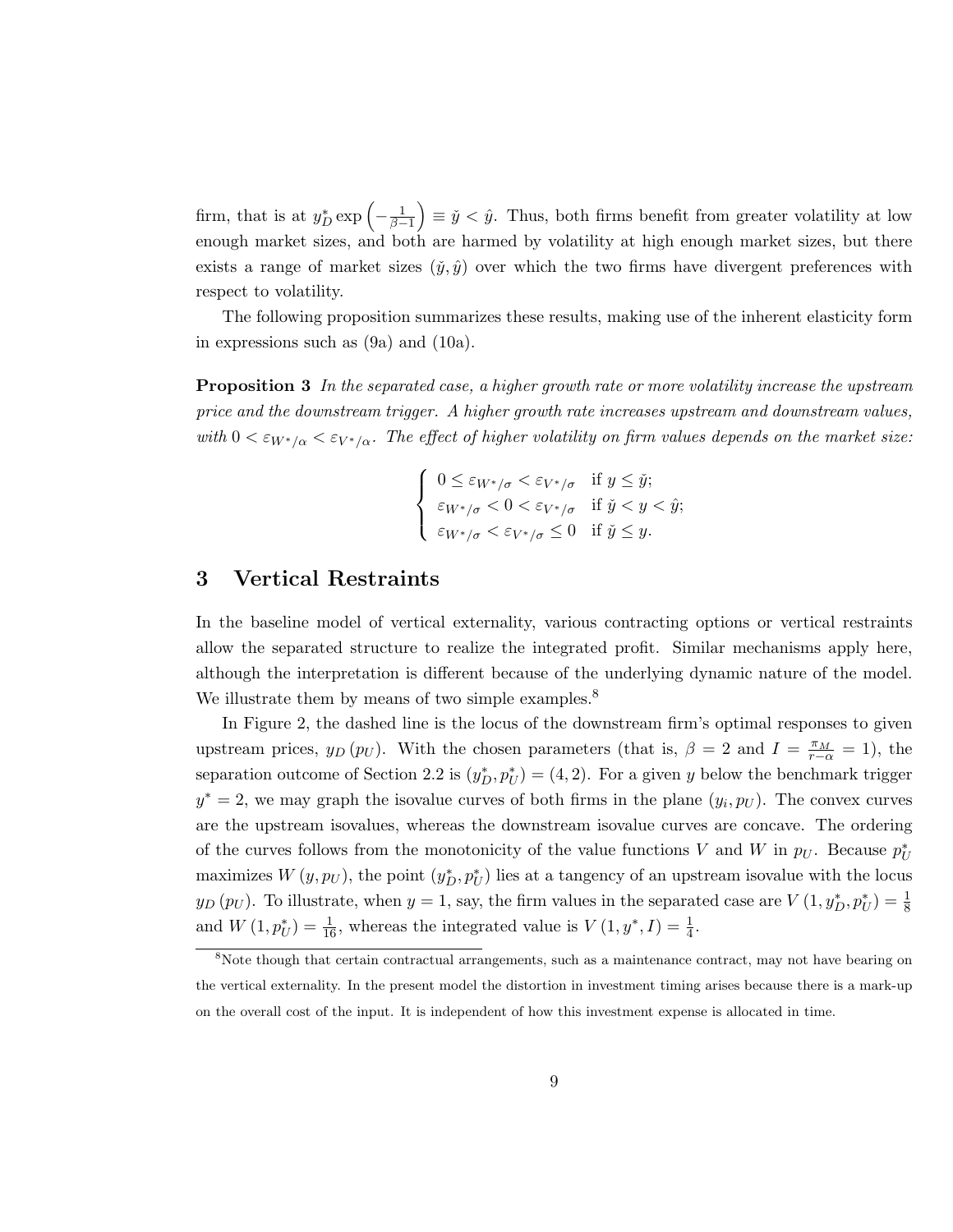firm, that is at $y_D^* \exp\left(-\frac{1}{\beta-1}\right) \equiv \check{y} < \hat{y}$. Thus, both firms benefit from greater volatility at low enough market sizes, and both are harmed by volatility at high enough market sizes, but there exists a range of market sizes $(\check{y}, \hat{y})$ over which the two firms have divergent preferences with respect to volatility.

The following proposition summarizes these results, making use of the inherent elasticity form in expressions such as (9a) and (10a).

**Proposition 3** *In the separated case, a higher growth rate or more volatility increase the upstream price and the downstream trigger. A higher growth rate increases upstream and downstream values, with* $0 < \varepsilon_{W^*/\alpha} < \varepsilon_{V^*/\alpha}$*. The effect of higher volatility on firm values depends on the market size:*

$$\begin{cases} 0 \leq \varepsilon_{W^*/\sigma} < \varepsilon_{V^*/\sigma} & \text{if } y \leq \check{y}; \\ \varepsilon_{W^*/\sigma} < 0 < \varepsilon_{V^*/\sigma} & \text{if } \check{y} < y < \hat{y}; \\ \varepsilon_{W^*/\sigma} < \varepsilon_{V^*/\sigma} \leq 0 & \text{if } \check{y} \leq y. \end{cases}$$

## 3 Vertical Restraints

In the baseline model of vertical externality, various contracting options or vertical restraints allow the separated structure to realize the integrated profit. Similar mechanisms apply here, although the interpretation is different because of the underlying dynamic nature of the model. We illustrate them by means of two simple examples.[8]

In Figure 2, the dashed line is the locus of the downstream firm's optimal responses to given upstream prices, $y_D(p_U)$. With the chosen parameters (that is, $\beta = 2$ and $I = \frac{\pi_M}{r-\alpha} = 1$), the separation outcome of Section 2.2 is $(y_D^*, p_U^*) = (4, 2)$. For a given $y$ below the benchmark trigger $y^* = 2$, we may graph the isovalue curves of both firms in the plane $(y_i, p_U)$. The convex curves are the upstream isovalues, whereas the downstream isovalue curves are concave. The ordering of the curves follows from the monotonicity of the value functions $V$ and $W$ in $p_U$. Because $p_U^*$ maximizes $W(y, p_U)$, the point $(y_D^*, p_U^*)$ lies at a tangency of an upstream isovalue with the locus $y_D(p_U)$. To illustrate, when $y = 1$, say, the firm values in the separated case are $V(1, y_D^*, p_U^*) = \frac{1}{8}$ and $W(1, p_U^*) = \frac{1}{16}$, whereas the integrated value is $V(1, y^*, I) = \frac{1}{4}$.

[8] Note though that certain contractual arrangements, such as a maintenance contract, may not have bearing on the vertical externality. In the present model the distortion in investment timing arises because there is a mark-up on the overall cost of the input. It is independent of how this investment expense is allocated in time.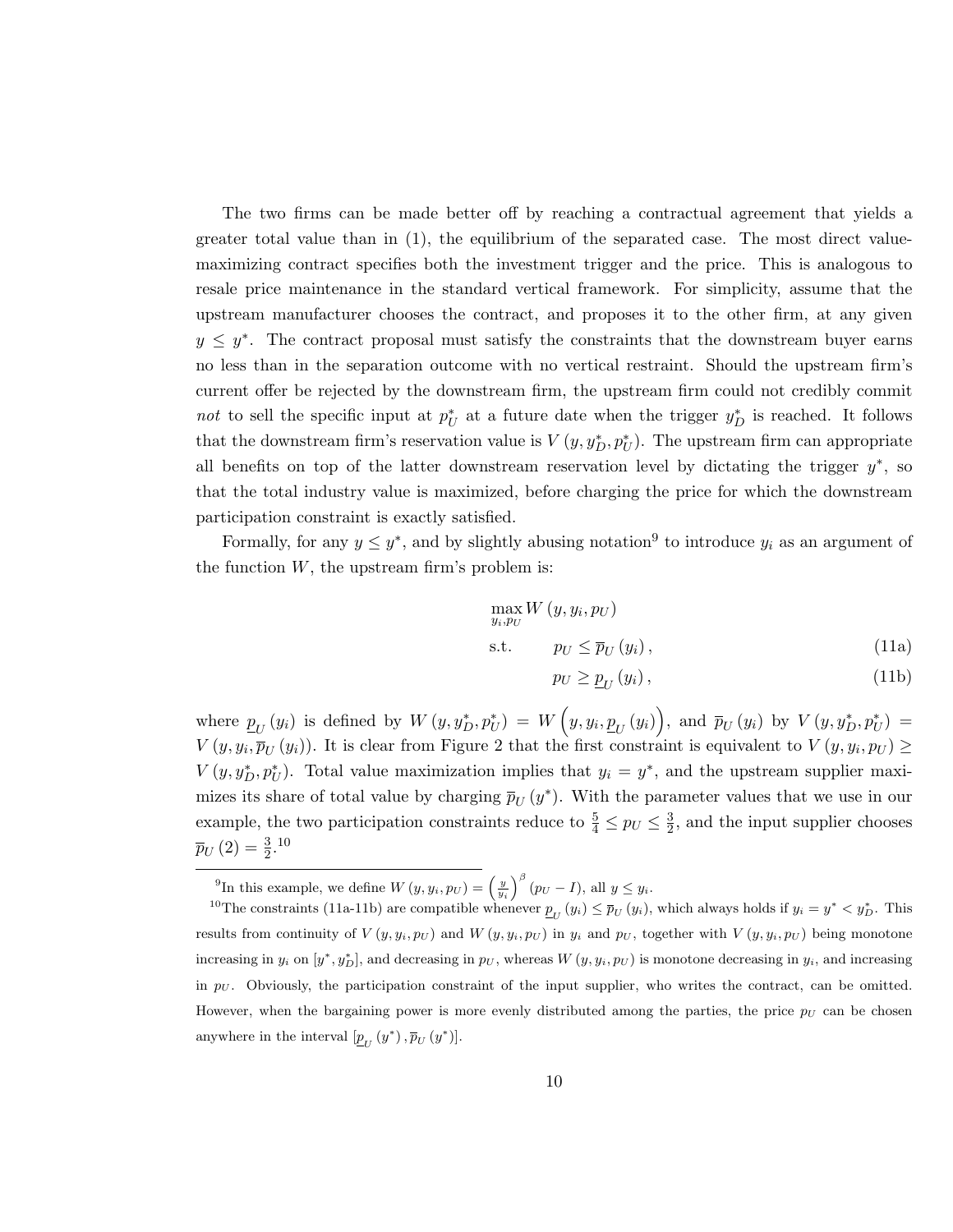The two firms can be made better off by reaching a contractual agreement that yields a greater total value than in (1), the equilibrium of the separated case. The most direct value-maximizing contract specifies both the investment trigger and the price. This is analogous to resale price maintenance in the standard vertical framework. For simplicity, assume that the upstream manufacturer chooses the contract, and proposes it to the other firm, at any given $y \leq y^*$. The contract proposal must satisfy the constraints that the downstream buyer earns no less than in the separation outcome with no vertical restraint. Should the upstream firm's current offer be rejected by the downstream firm, the upstream firm could not credibly commit *not* to sell the specific input at $p_U^*$ at a future date when the trigger $y_D^*$ is reached. It follows that the downstream firm's reservation value is $V\left(y, y_D^*, p_U^*\right)$. The upstream firm can appropriate all benefits on top of the latter downstream reservation level by dictating the trigger $y^*$, so that the total industry value is maximized, before charging the price for which the downstream participation constraint is exactly satisfied.

Formally, for any $y \leq y^*$, and by slightly abusing notation[9] to introduce $y_i$ as an argument of the function $W$, the upstream firm's problem is:

$$\max_{y_i, p_U} W\left(y, y_i, p_U\right)$$

$$\text{s.t.} \qquad p_U \leq \overline{p}_U\left(y_i\right), \tag{11a}$$

$$p_U \geq \underline{p}_U\left(y_i\right), \tag{11b}$$

where $\underline{p}_U\left(y_i\right)$ is defined by $W\left(y, y_D^*, p_U^*\right) = W\left(y, y_i, \underline{p}_U\left(y_i\right)\right)$, and $\overline{p}_U\left(y_i\right)$ by $V\left(y, y_D^*, p_U^*\right) = V\left(y, y_i, \overline{p}_U\left(y_i\right)\right)$. It is clear from Figure 2 that the first constraint is equivalent to $V\left(y, y_i, p_U\right) \geq V\left(y, y_D^*, p_U^*\right)$. Total value maximization implies that $y_i = y^*$, and the upstream supplier maximizes its share of total value by charging $\overline{p}_U\left(y^*\right)$. With the parameter values that we use in our example, the two participation constraints reduce to $\frac{5}{4} \leq p_U \leq \frac{3}{2}$, and the input supplier chooses $\overline{p}_U\left(2\right) = \frac{3}{2}$.[10]

---

[9] In this example, we define $W\left(y, y_i, p_U\right) = \left(\frac{y}{y_i}\right)^{\beta}\left(p_U - I\right)$, all $y \leq y_i$.

[10] The constraints (11a-11b) are compatible whenever $\underline{p}_U\left(y_i\right) \leq \overline{p}_U\left(y_i\right)$, which always holds if $y_i = y^* < y_D^*$. This results from continuity of $V\left(y, y_i, p_U\right)$ and $W\left(y, y_i, p_U\right)$ in $y_i$ and $p_U$, together with $V\left(y, y_i, p_U\right)$ being monotone increasing in $y_i$ on $\left[y^*, y_D^*\right]$, and decreasing in $p_U$, whereas $W\left(y, y_i, p_U\right)$ is monotone decreasing in $y_i$, and increasing in $p_U$. Obviously, the participation constraint of the input supplier, who writes the contract, can be omitted. However, when the bargaining power is more evenly distributed among the parties, the price $p_U$ can be chosen anywhere in the interval $\left[\underline{p}_U\left(y^*\right), \overline{p}_U\left(y^*\right)\right]$.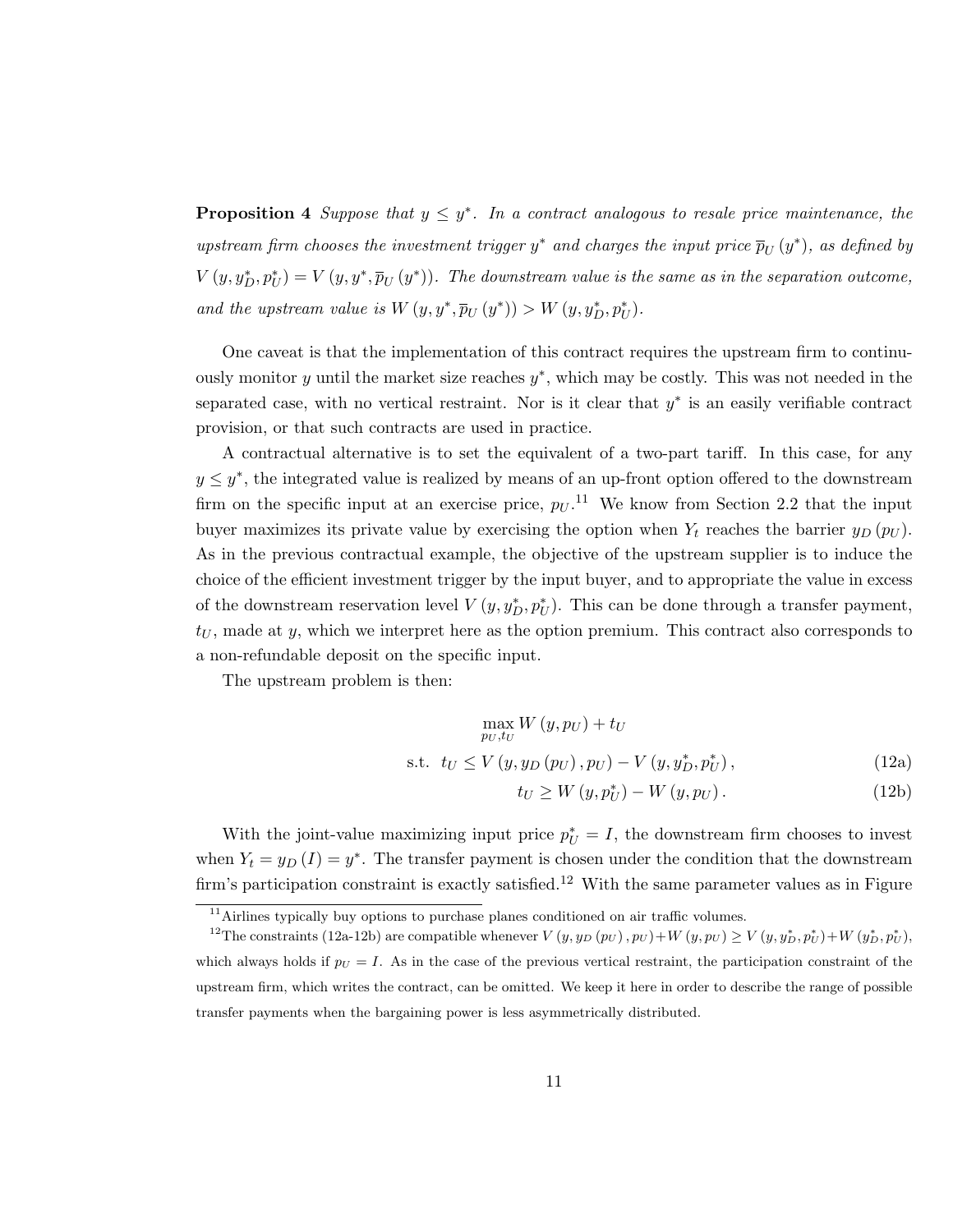**Proposition 4** *Suppose that $y \leq y^*$. In a contract analogous to resale price maintenance, the upstream firm chooses the investment trigger $y^*$ and charges the input price $\overline{p}_U(y^*)$, as defined by $V(y, y_D^*, p_U^*) = V(y, y^*, \overline{p}_U(y^*))$. The downstream value is the same as in the separation outcome, and the upstream value is $W(y, y^*, \overline{p}_U(y^*)) > W(y, y_D^*, p_U^*)$.*

One caveat is that the implementation of this contract requires the upstream firm to continuously monitor $y$ until the market size reaches $y^*$, which may be costly. This was not needed in the separated case, with no vertical restraint. Nor is it clear that $y^*$ is an easily verifiable contract provision, or that such contracts are used in practice.

A contractual alternative is to set the equivalent of a two-part tariff. In this case, for any $y \leq y^*$, the integrated value is realized by means of an up-front option offered to the downstream firm on the specific input at an exercise price, $p_U$.[11] We know from Section 2.2 that the input buyer maximizes its private value by exercising the option when $Y_t$ reaches the barrier $y_D(p_U)$. As in the previous contractual example, the objective of the upstream supplier is to induce the choice of the efficient investment trigger by the input buyer, and to appropriate the value in excess of the downstream reservation level $V(y, y_D^*, p_U^*)$. This can be done through a transfer payment, $t_U$, made at $y$, which we interpret here as the option premium. This contract also corresponds to a non-refundable deposit on the specific input.

The upstream problem is then:

$$\max_{p_U, t_U} W(y, p_U) + t_U$$

$$\text{s.t.} \quad t_U \leq V(y, y_D(p_U), p_U) - V(y, y_D^*, p_U^*), \tag{12a}$$

$$t_U \geq W(y, p_U^*) - W(y, p_U). \tag{12b}$$

With the joint-value maximizing input price $p_U^* = I$, the downstream firm chooses to invest when $Y_t = y_D(I) = y^*$. The transfer payment is chosen under the condition that the downstream firm's participation constraint is exactly satisfied.[12] With the same parameter values as in Figure

[11] Airlines typically buy options to purchase planes conditioned on air traffic volumes.

[12] The constraints (12a-12b) are compatible whenever $V(y, y_D(p_U), p_U) + W(y, p_U) \geq V(y, y_D^*, p_U^*) + W(y_D^*, p_U^*)$, which always holds if $p_U = I$. As in the case of the previous vertical restraint, the participation constraint of the upstream firm, which writes the contract, can be omitted. We keep it here in order to describe the range of possible transfer payments when the bargaining power is less asymmetrically distributed.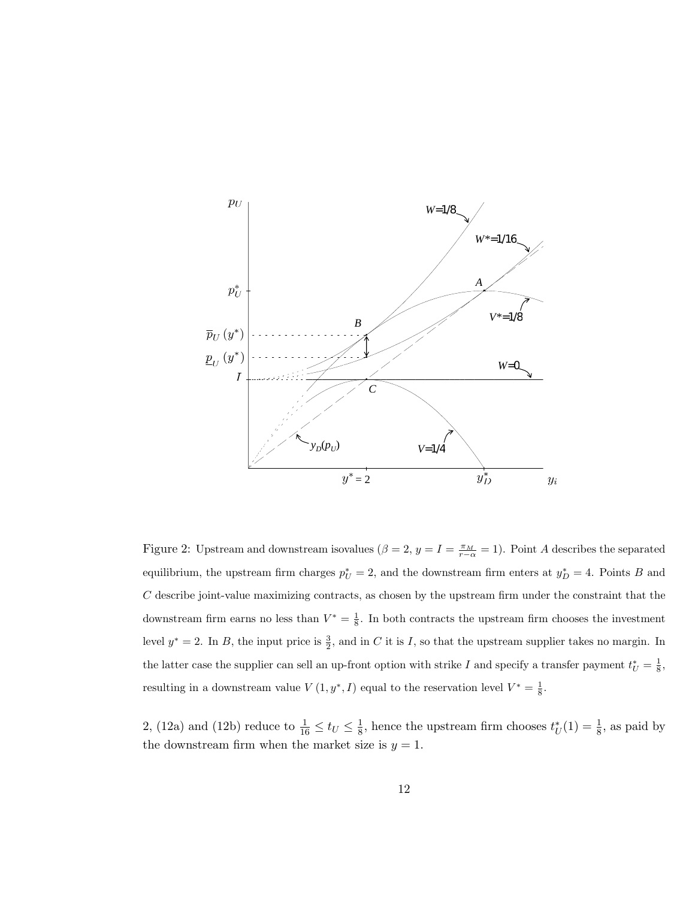Figure 2: Upstream and downstream isovalues ($\beta = 2$, $y = I = \frac{\pi_M}{r-\alpha} = 1$). Point $A$ describes the separated equilibrium, the upstream firm charges $p_U^* = 2$, and the downstream firm enters at $y_D^* = 4$. Points $B$ and $C$ describe joint-value maximizing contracts, as chosen by the upstream firm under the constraint that the downstream firm earns no less than $V^* = \frac{1}{8}$. In both contracts the upstream firm chooses the investment level $y^* = 2$. In $B$, the input price is $\frac{3}{2}$, and in $C$ it is $I$, so that the upstream supplier takes no margin. In the latter case the supplier can sell an up-front option with strike $I$ and specify a transfer payment $t_U^* = \frac{1}{8}$, resulting in a downstream value $V(1, y^*, I)$ equal to the reservation level $V^* = \frac{1}{8}$.

2, (12a) and (12b) reduce to $\frac{1}{16} \leq t_U \leq \frac{1}{8}$, hence the upstream firm chooses $t_U^*(1) = \frac{1}{8}$, as paid by the downstream firm when the market size is $y = 1$.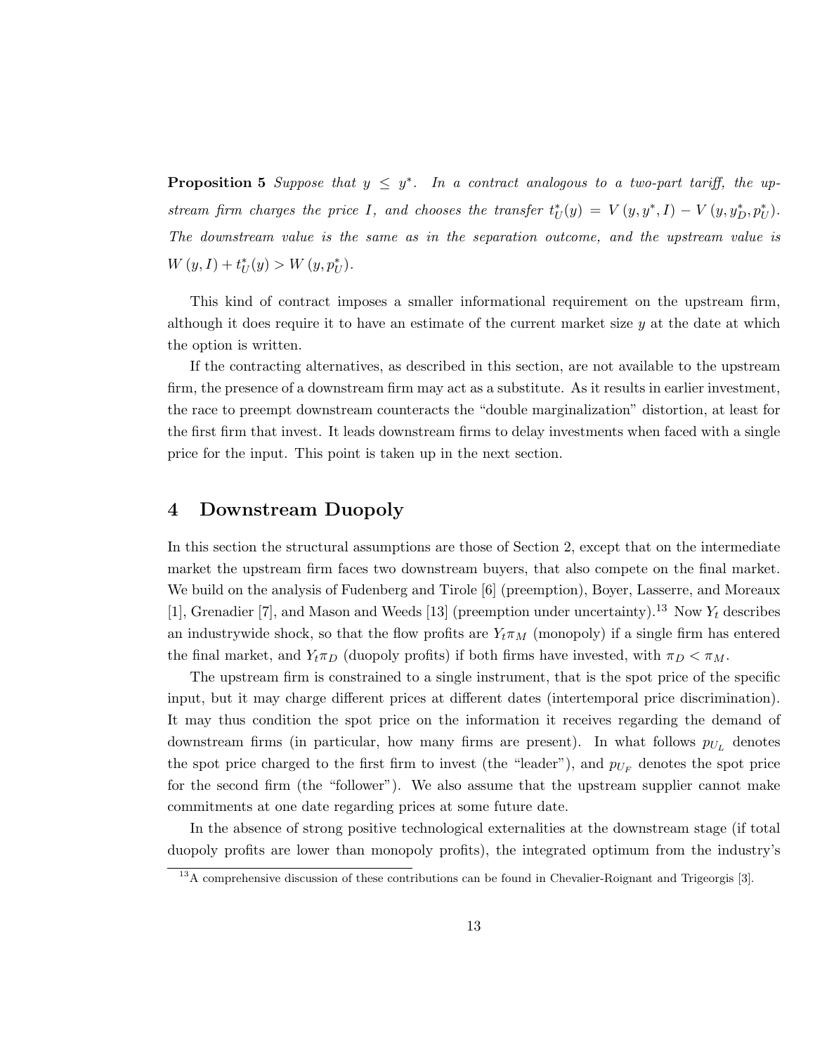**Proposition 5** *Suppose that $y \leq y^*$. In a contract analogous to a two-part tariff, the upstream firm charges the price $I$, and chooses the transfer $t_U^*(y) = V(y, y^*, I) - V(y, y_D^*, p_U^*)$. The downstream value is the same as in the separation outcome, and the upstream value is $W(y, I) + t_U^*(y) > W(y, p_U^*)$.*

This kind of contract imposes a smaller informational requirement on the upstream firm, although it does require it to have an estimate of the current market size $y$ at the date at which the option is written.

If the contracting alternatives, as described in this section, are not available to the upstream firm, the presence of a downstream firm may act as a substitute. As it results in earlier investment, the race to preempt downstream counteracts the "double marginalization" distortion, at least for the first firm that invest. It leads downstream firms to delay investments when faced with a single price for the input. This point is taken up in the next section.

## 4 Downstream Duopoly

In this section the structural assumptions are those of Section 2, except that on the intermediate market the upstream firm faces two downstream buyers, that also compete on the final market. We build on the analysis of Fudenberg and Tirole [6] (preemption), Boyer, Lasserre, and Moreaux [1], Grenadier [7], and Mason and Weeds [13] (preemption under uncertainty).[13] Now $Y_t$ describes an industrywide shock, so that the flow profits are $Y_t \pi_M$ (monopoly) if a single firm has entered the final market, and $Y_t \pi_D$ (duopoly profits) if both firms have invested, with $\pi_D < \pi_M$.

The upstream firm is constrained to a single instrument, that is the spot price of the specific input, but it may charge different prices at different dates (intertemporal price discrimination). It may thus condition the spot price on the information it receives regarding the demand of downstream firms (in particular, how many firms are present). In what follows $p_{U_L}$ denotes the spot price charged to the first firm to invest (the "leader"), and $p_{U_F}$ denotes the spot price for the second firm (the "follower"). We also assume that the upstream supplier cannot make commitments at one date regarding prices at some future date.

In the absence of strong positive technological externalities at the downstream stage (if total duopoly profits are lower than monopoly profits), the integrated optimum from the industry's

[13] A comprehensive discussion of these contributions can be found in Chevalier-Roignant and Trigeorgis [3].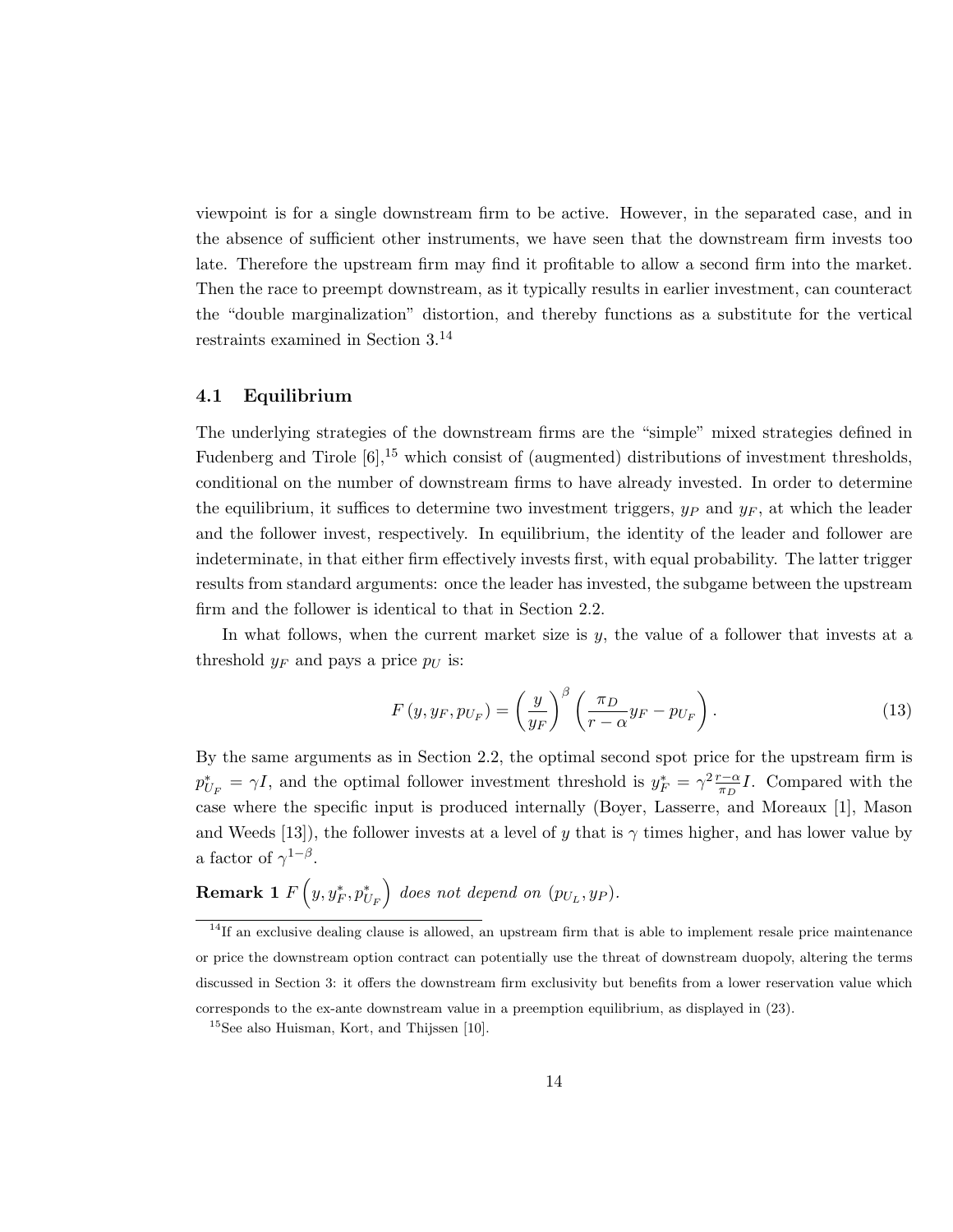viewpoint is for a single downstream firm to be active. However, in the separated case, and in the absence of sufficient other instruments, we have seen that the downstream firm invests too late. Therefore the upstream firm may find it profitable to allow a second firm into the market. Then the race to preempt downstream, as it typically results in earlier investment, can counteract the "double marginalization" distortion, and thereby functions as a substitute for the vertical restraints examined in Section 3.[14]

### 4.1 Equilibrium

The underlying strategies of the downstream firms are the "simple" mixed strategies defined in Fudenberg and Tirole [6],[15] which consist of (augmented) distributions of investment thresholds, conditional on the number of downstream firms to have already invested. In order to determine the equilibrium, it suffices to determine two investment triggers, $y_P$ and $y_F$, at which the leader and the follower invest, respectively. In equilibrium, the identity of the leader and follower are indeterminate, in that either firm effectively invests first, with equal probability. The latter trigger results from standard arguments: once the leader has invested, the subgame between the upstream firm and the follower is identical to that in Section 2.2.

In what follows, when the current market size is $y$, the value of a follower that invests at a threshold $y_F$ and pays a price $p_U$ is:

$$F\left(y, y_F, p_{U_F}\right) = \left(\frac{y}{y_F}\right)^{\beta} \left(\frac{\pi_D}{r-\alpha} y_F - p_{U_F}\right). \tag{13}$$

By the same arguments as in Section 2.2, the optimal second spot price for the upstream firm is $p^*_{U_F} = \gamma I$, and the optimal follower investment threshold is $y^*_F = \gamma^2 \frac{r-\alpha}{\pi_D} I$. Compared with the case where the specific input is produced internally (Boyer, Lasserre, and Moreaux [1], Mason and Weeds [13]), the follower invests at a level of $y$ that is $\gamma$ times higher, and has lower value by a factor of $\gamma^{1-\beta}$.

**Remark 1** *$F\left(y, y^*_F, p^*_{U_F}\right)$ does not depend on $(p_{U_L}, y_P)$.*

[14] If an exclusive dealing clause is allowed, an upstream firm that is able to implement resale price maintenance or price the downstream option contract can potentially use the threat of downstream duopoly, altering the terms discussed in Section 3: it offers the downstream firm exclusivity but benefits from a lower reservation value which corresponds to the ex-ante downstream value in a preemption equilibrium, as displayed in (23).

[15] See also Huisman, Kort, and Thijssen [10].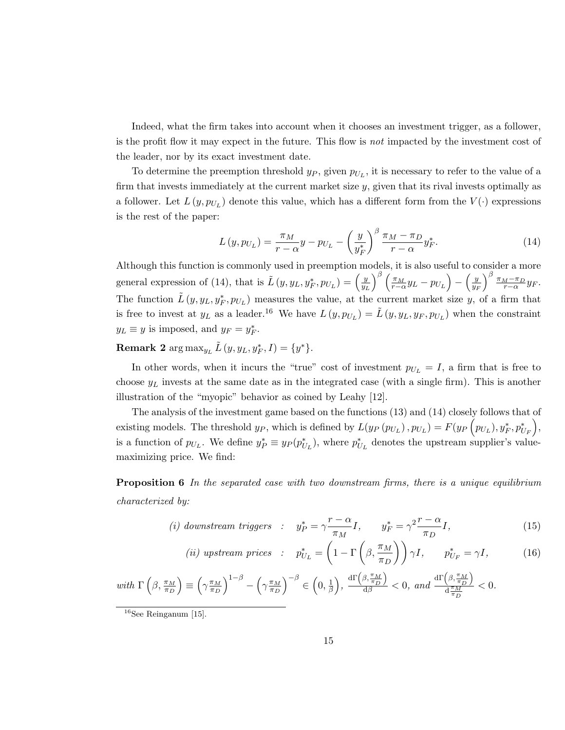Indeed, what the firm takes into account when it chooses an investment trigger, as a follower, is the profit flow it may expect in the future. This flow is *not* impacted by the investment cost of the leader, nor by its exact investment date.

To determine the preemption threshold $y_P$, given $p_{U_L}$, it is necessary to refer to the value of a firm that invests immediately at the current market size $y$, given that its rival invests optimally as a follower. Let $L(y, p_{U_L})$ denote this value, which has a different form from the $V(\cdot)$ expressions is the rest of the paper:

$$L(y, p_{U_L}) = \frac{\pi_M}{r-\alpha}y - p_{U_L} - \left(\frac{y}{y_F^*}\right)^\beta \frac{\pi_M - \pi_D}{r-\alpha}y_F^*. \tag{14}$$

Although this function is commonly used in preemption models, it is also useful to consider a more general expression of (14), that is $\tilde{L}(y, y_L, y_F^*, p_{U_L}) = \left(\frac{y}{y_L}\right)^\beta \left(\frac{\pi_M}{r-\alpha}y_L - p_{U_L}\right) - \left(\frac{y}{y_F}\right)^\beta \frac{\pi_M-\pi_D}{r-\alpha}y_F$. The function $\tilde{L}(y, y_L, y_F^*, p_{U_L})$ measures the value, at the current market size $y$, of a firm that is free to invest at $y_L$ as a leader.[16] We have $L(y, p_{U_L}) = \tilde{L}(y, y_L, y_F, p_{U_L})$ when the constraint $y_L \equiv y$ is imposed, and $y_F = y_F^*$.

**Remark 2** $\arg\max_{y_L} \tilde{L}(y, y_L, y_F^*, I) = \{y^*\}$.

In other words, when it incurs the "true" cost of investment $p_{U_L} = I$, a firm that is free to choose $y_L$ invests at the same date as in the integrated case (with a single firm). This is another illustration of the "myopic" behavior as coined by Leahy [12].

The analysis of the investment game based on the functions (13) and (14) closely follows that of existing models. The threshold $y_P$, which is defined by $L(y_P(p_{U_L}), p_{U_L}) = F(y_P(p_{U_L}), y_F^*, p_{U_F}^*)$, is a function of $p_{U_L}$. We define $y_P^* \equiv y_P(p_{U_L}^*)$, where $p_{U_L}^*$ denotes the upstream supplier's value-maximizing price. We find:

**Proposition 6** *In the separated case with two downstream firms, there is a unique equilibrium characterized by:*

$$\text{(i) downstream triggers} \quad : \quad y_P^* = \gamma\frac{r-\alpha}{\pi_M}I, \qquad y_F^* = \gamma^2\frac{r-\alpha}{\pi_D}I, \tag{15}$$

$$\text{(ii) upstream prices} \quad : \quad p_{U_L}^* = \left(1 - \Gamma\left(\beta, \frac{\pi_M}{\pi_D}\right)\right)\gamma I, \qquad p_{U_F}^* = \gamma I, \tag{16}$$

*with* $\Gamma\left(\beta, \frac{\pi_M}{\pi_D}\right) \equiv \left(\gamma\frac{\pi_M}{\pi_D}\right)^{1-\beta} - \left(\gamma\frac{\pi_M}{\pi_D}\right)^{-\beta} \in \left(0, \frac{1}{\beta}\right)$, $\frac{\mathrm{d}\Gamma\left(\beta, \frac{\pi_M}{\pi_D}\right)}{\mathrm{d}\beta} < 0$, *and* $\frac{\mathrm{d}\Gamma\left(\beta, \frac{\pi_M}{\pi_D}\right)}{\mathrm{d}\frac{\pi_M}{\pi_D}} < 0$.

[16] See Reinganum [15].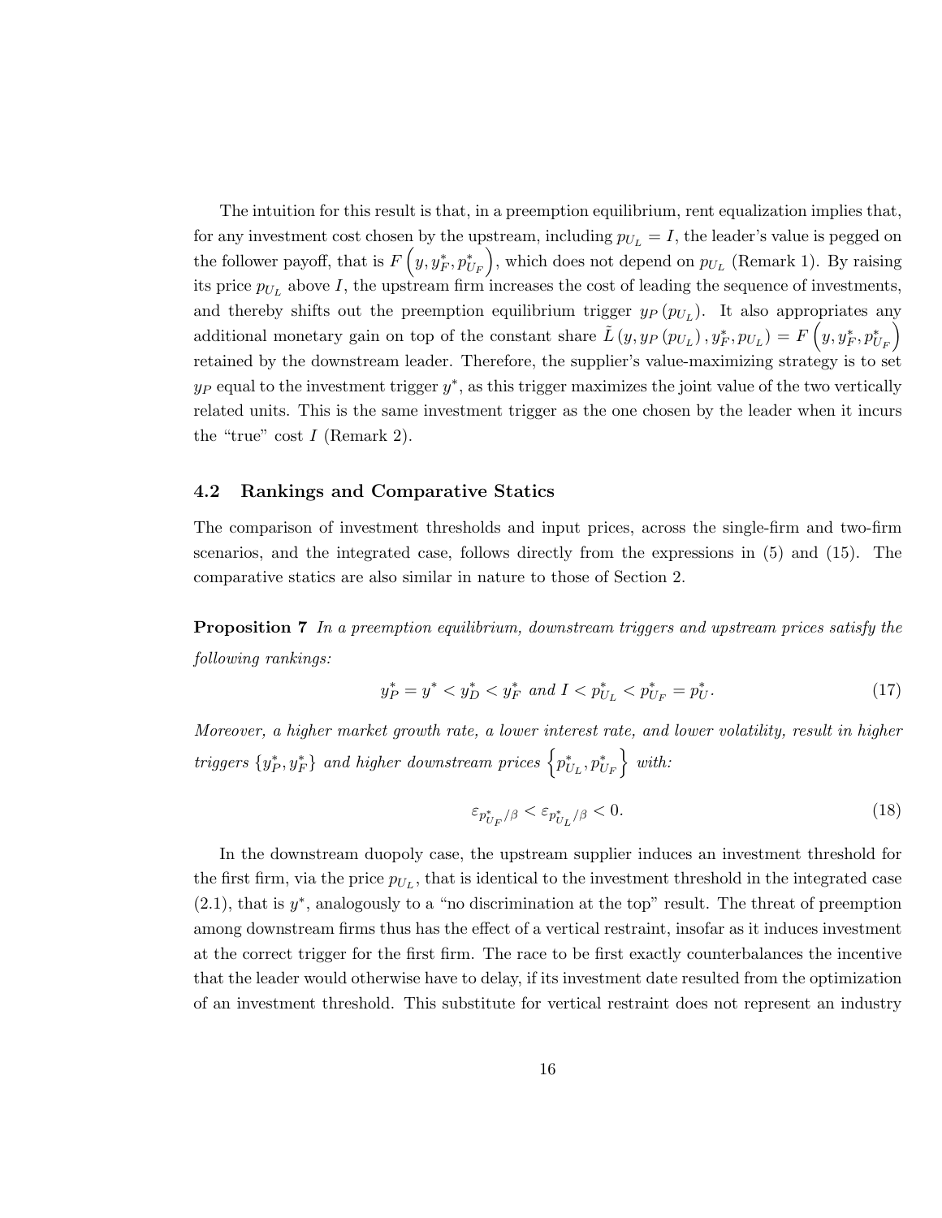The intuition for this result is that, in a preemption equilibrium, rent equalization implies that, for any investment cost chosen by the upstream, including $p_{U_L} = I$, the leader's value is pegged on the follower payoff, that is $F\left(y, y_F^*, p_{U_F}^*\right)$, which does not depend on $p_{U_L}$ (Remark 1). By raising its price $p_{U_L}$ above $I$, the upstream firm increases the cost of leading the sequence of investments, and thereby shifts out the preemption equilibrium trigger $y_P\left(p_{U_L}\right)$. It also appropriates any additional monetary gain on top of the constant share $\tilde{L}\left(y, y_P\left(p_{U_L}\right), y_F^*, p_{U_L}\right) = F\left(y, y_F^*, p_{U_F}^*\right)$ retained by the downstream leader. Therefore, the supplier's value-maximizing strategy is to set $y_P$ equal to the investment trigger $y^*$, as this trigger maximizes the joint value of the two vertically related units. This is the same investment trigger as the one chosen by the leader when it incurs the "true" cost $I$ (Remark 2).

### 4.2 Rankings and Comparative Statics

The comparison of investment thresholds and input prices, across the single-firm and two-firm scenarios, and the integrated case, follows directly from the expressions in (5) and (15). The comparative statics are also similar in nature to those of Section 2.

**Proposition 7** *In a preemption equilibrium, downstream triggers and upstream prices satisfy the following rankings:*

$$y_P^* = y^* < y_D^* < y_F^* \text{ and } I < p_{U_L}^* < p_{U_F}^* = p_U^*. \tag{17}$$

*Moreover, a higher market growth rate, a lower interest rate, and lower volatility, result in higher triggers $\{y_P^*, y_F^*\}$ and higher downstream prices $\left\{p_{U_L}^*, p_{U_F}^*\right\}$ with:*

$$\varepsilon_{p_{U_F}^*/\beta} < \varepsilon_{p_{U_L}^*/\beta} < 0. \tag{18}$$

In the downstream duopoly case, the upstream supplier induces an investment threshold for the first firm, via the price $p_{U_L}$, that is identical to the investment threshold in the integrated case (2.1), that is $y^*$, analogously to a "no discrimination at the top" result. The threat of preemption among downstream firms thus has the effect of a vertical restraint, insofar as it induces investment at the correct trigger for the first firm. The race to be first exactly counterbalances the incentive that the leader would otherwise have to delay, if its investment date resulted from the optimization of an investment threshold. This substitute for vertical restraint does not represent an industry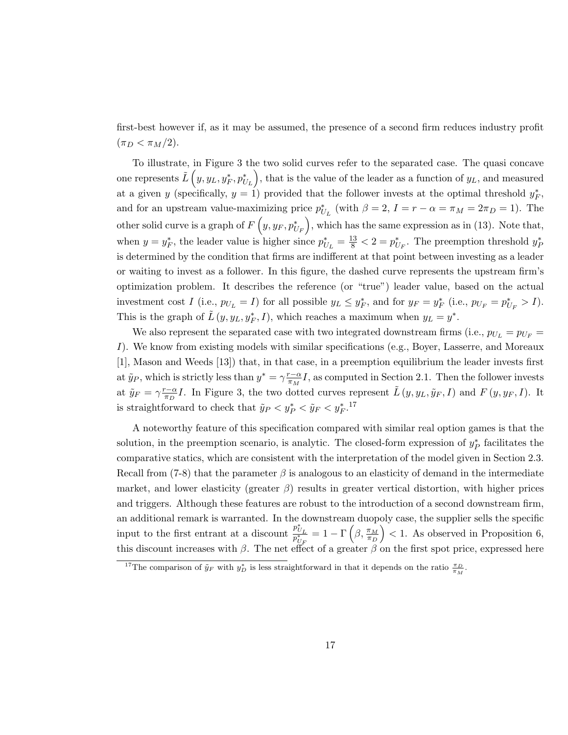first-best however if, as it may be assumed, the presence of a second firm reduces industry profit ($\pi_D < \pi_M/2$).

To illustrate, in Figure 3 the two solid curves refer to the separated case. The quasi concave one represents $\tilde{L}\left(y, y_L, y_F^*, p_{U_L}^*\right)$, that is the value of the leader as a function of $y_L$, and measured at a given $y$ (specifically, $y = 1$) provided that the follower invests at the optimal threshold $y_F^*$, and for an upstream value-maximizing price $p_{U_L}^*$ (with $\beta = 2$, $I = r - \alpha = \pi_M = 2\pi_D = 1$). The other solid curve is a graph of $F\left(y, y_F, p_{U_F}^*\right)$, which has the same expression as in (13). Note that, when $y = y_F^*$, the leader value is higher since $p_{U_L}^* = \frac{13}{8} < 2 = p_{U_F}^*$. The preemption threshold $y_P^*$ is determined by the condition that firms are indifferent at that point between investing as a leader or waiting to invest as a follower. In this figure, the dashed curve represents the upstream firm's optimization problem. It describes the reference (or "true") leader value, based on the actual investment cost $I$ (i.e., $p_{U_L} = I$) for all possible $y_L \leq y_F^*$, and for $y_F = y_F^*$ (i.e., $p_{U_F} = p_{U_F}^* > I$). This is the graph of $\tilde{L}(y, y_L, y_F^*, I)$, which reaches a maximum when $y_L = y^*$.

We also represent the separated case with two integrated downstream firms (i.e., $p_{U_L} = p_{U_F} = I$). We know from existing models with similar specifications (e.g., Boyer, Lasserre, and Moreaux [1], Mason and Weeds [13]) that, in that case, in a preemption equilibrium the leader invests first at $\tilde{y}_P$, which is strictly less than $y^* = \gamma \frac{r-\alpha}{\pi_M} I$, as computed in Section 2.1. Then the follower invests at $\tilde{y}_F = \gamma \frac{r-\alpha}{\pi_D} I$. In Figure 3, the two dotted curves represent $\tilde{L}(y, y_L, \tilde{y}_F, I)$ and $F(y, y_F, I)$. It is straightforward to check that $\tilde{y}_P < y_P^* < \tilde{y}_F < y_F^*$.[17]

A noteworthy feature of this specification compared with similar real option games is that the solution, in the preemption scenario, is analytic. The closed-form expression of $y_P^*$ facilitates the comparative statics, which are consistent with the interpretation of the model given in Section 2.3. Recall from (7-8) that the parameter $\beta$ is analogous to an elasticity of demand in the intermediate market, and lower elasticity (greater $\beta$) results in greater vertical distortion, with higher prices and triggers. Although these features are robust to the introduction of a second downstream firm, an additional remark is warranted. In the downstream duopoly case, the supplier sells the specific input to the first entrant at a discount $\frac{p_{U_L}^*}{p_{U_F}^*} = 1 - \Gamma\left(\beta, \frac{\pi_M}{\pi_D}\right) < 1$. As observed in Proposition 6, this discount increases with $\beta$. The net effect of a greater $\beta$ on the first spot price, expressed here

[17] The comparison of $\tilde{y}_F$ with $y_D^*$ is less straightforward in that it depends on the ratio $\frac{\pi_D}{\pi_M}$.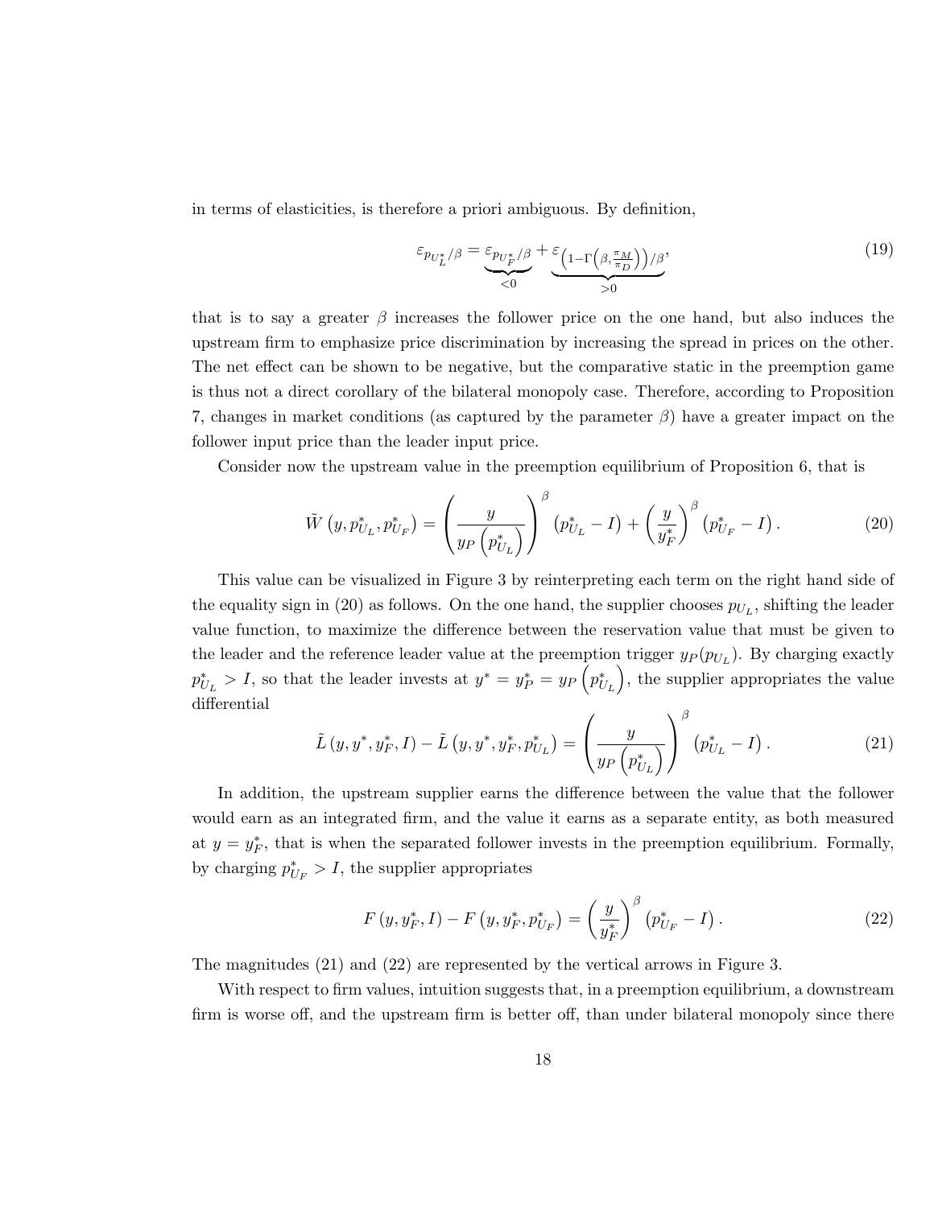in terms of elasticities, is therefore a priori ambiguous. By definition,

$$\varepsilon_{p_{U_L}^*/\beta} = \underbrace{\varepsilon_{p_{U_F}^*/\beta}}_{<0} + \underbrace{\varepsilon_{\left(1-\Gamma\left(\beta,\frac{\pi_M}{\pi_D}\right)\right)/\beta}}_{>0}, \tag{19}$$

that is to say a greater $\beta$ increases the follower price on the one hand, but also induces the upstream firm to emphasize price discrimination by increasing the spread in prices on the other. The net effect can be shown to be negative, but the comparative static in the preemption game is thus not a direct corollary of the bilateral monopoly case. Therefore, according to Proposition 7, changes in market conditions (as captured by the parameter $\beta$) have a greater impact on the follower input price than the leader input price.

Consider now the upstream value in the preemption equilibrium of Proposition 6, that is

$$\tilde{W}\left(y, p_{U_L}^*, p_{U_F}^*\right) = \left(\frac{y}{y_P\left(p_{U_L}^*\right)}\right)^{\beta}\left(p_{U_L}^* - I\right) + \left(\frac{y}{y_F^*}\right)^{\beta}\left(p_{U_F}^* - I\right). \tag{20}$$

This value can be visualized in Figure 3 by reinterpreting each term on the right hand side of the equality sign in (20) as follows. On the one hand, the supplier chooses $p_{U_L}$, shifting the leader value function, to maximize the difference between the reservation value that must be given to the leader and the reference leader value at the preemption trigger $y_P(p_{U_L})$. By charging exactly $p_{U_L}^* > I$, so that the leader invests at $y^* = y_P^* = y_P\left(p_{U_L}^*\right)$, the supplier appropriates the value differential

$$\tilde{L}\left(y, y^*, y_F^*, I\right) - \tilde{L}\left(y, y^*, y_F^*, p_{U_L}^*\right) = \left(\frac{y}{y_P\left(p_{U_L}^*\right)}\right)^{\beta}\left(p_{U_L}^* - I\right). \tag{21}$$

In addition, the upstream supplier earns the difference between the value that the follower would earn as an integrated firm, and the value it earns as a separate entity, as both measured at $y = y_F^*$, that is when the separated follower invests in the preemption equilibrium. Formally, by charging $p_{U_F}^* > I$, the supplier appropriates

$$F\left(y, y_F^*, I\right) - F\left(y, y_F^*, p_{U_F}^*\right) = \left(\frac{y}{y_F^*}\right)^{\beta}\left(p_{U_F}^* - I\right). \tag{22}$$

The magnitudes (21) and (22) are represented by the vertical arrows in Figure 3.

With respect to firm values, intuition suggests that, in a preemption equilibrium, a downstream firm is worse off, and the upstream firm is better off, than under bilateral monopoly since there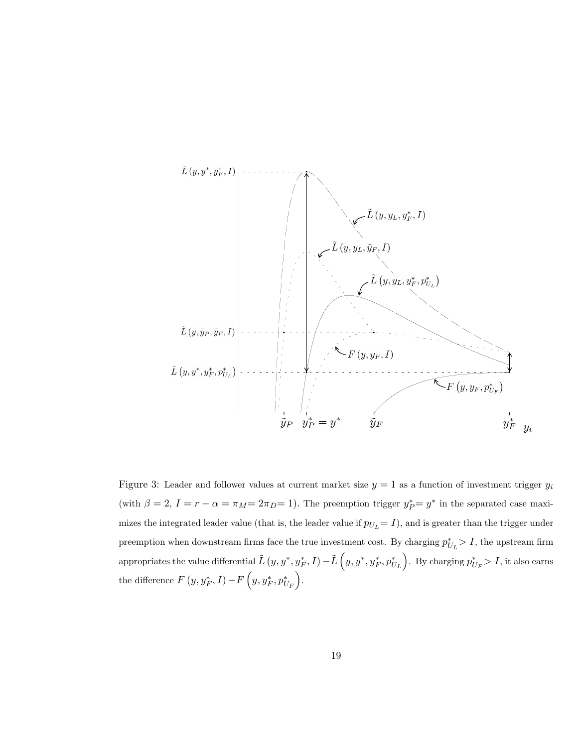Figure 3: Leader and follower values at current market size $y = 1$ as a function of investment trigger $y_i$ (with $\beta = 2$, $I = r - \alpha = \pi_M = 2\pi_D = 1$). The preemption trigger $y_P^* = y^*$ in the separated case maximizes the integrated leader value (that is, the leader value if $p_{U_L} = I$), and is greater than the trigger under preemption when downstream firms face the true investment cost. By charging $p_{U_L}^* > I$, the upstream firm appropriates the value differential $\tilde{L}(y, y^*, y_F^*, I) - \tilde{L}\left(y, y^*, y_F^*, p_{U_L}^*\right)$. By charging $p_{U_F}^* > I$, it also earns the difference $F(y, y_F^*, I) - F\left(y, y_F^*, p_{U_F}^*\right)$.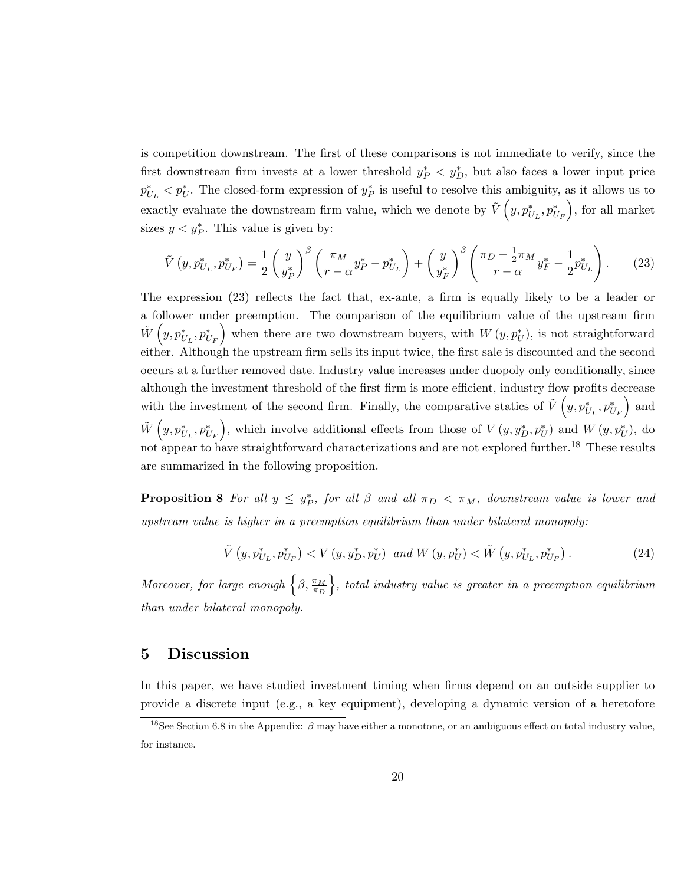is competition downstream. The first of these comparisons is not immediate to verify, since the first downstream firm invests at a lower threshold $y_P^* < y_D^*$, but also faces a lower input price $p_{U_L}^* < p_U^*$. The closed-form expression of $y_P^*$ is useful to resolve this ambiguity, as it allows us to exactly evaluate the downstream firm value, which we denote by $\tilde{V}\left(y, p_{U_L}^*, p_{U_F}^*\right)$, for all market sizes $y < y_P^*$. This value is given by:

$$\tilde{V}\left(y, p_{U_L}^*, p_{U_F}^*\right) = \frac{1}{2}\left(\frac{y}{y_P^*}\right)^{\beta}\left(\frac{\pi_M}{r-\alpha}y_P^* - p_{U_L}^*\right) + \left(\frac{y}{y_F^*}\right)^{\beta}\left(\frac{\pi_D - \frac{1}{2}\pi_M}{r-\alpha}y_F^* - \frac{1}{2}p_{U_L}^*\right). \tag{23}$$

The expression (23) reflects the fact that, ex-ante, a firm is equally likely to be a leader or a follower under preemption. The comparison of the equilibrium value of the upstream firm $\tilde{W}\left(y, p_{U_L}^*, p_{U_F}^*\right)$ when there are two downstream buyers, with $W\left(y, p_U^*\right)$, is not straightforward either. Although the upstream firm sells its input twice, the first sale is discounted and the second occurs at a further removed date. Industry value increases under duopoly only conditionally, since although the investment threshold of the first firm is more efficient, industry flow profits decrease with the investment of the second firm. Finally, the comparative statics of $\tilde{V}\left(y, p_{U_L}^*, p_{U_F}^*\right)$ and $\tilde{W}\left(y, p_{U_L}^*, p_{U_F}^*\right)$, which involve additional effects from those of $V\left(y, y_D^*, p_U^*\right)$ and $W\left(y, p_U^*\right)$, do not appear to have straightforward characterizations and are not explored further.[18] These results are summarized in the following proposition.

**Proposition 8** *For all $y \leq y_P^*$, for all $\beta$ and all $\pi_D < \pi_M$, downstream value is lower and upstream value is higher in a preemption equilibrium than under bilateral monopoly:*

$$\tilde{V}\left(y, p_{U_L}^*, p_{U_F}^*\right) < V\left(y, y_D^*, p_U^*\right) \text{ and } W\left(y, p_U^*\right) < \tilde{W}\left(y, p_{U_L}^*, p_{U_F}^*\right). \tag{24}$$

*Moreover, for large enough $\left\{\beta, \frac{\pi_M}{\pi_D}\right\}$, total industry value is greater in a preemption equilibrium than under bilateral monopoly.*

## 5 Discussion

In this paper, we have studied investment timing when firms depend on an outside supplier to provide a discrete input (e.g., a key equipment), developing a dynamic version of a heretofore

[18] See Section 6.8 in the Appendix: $\beta$ may have either a monotone, or an ambiguous effect on total industry value, for instance.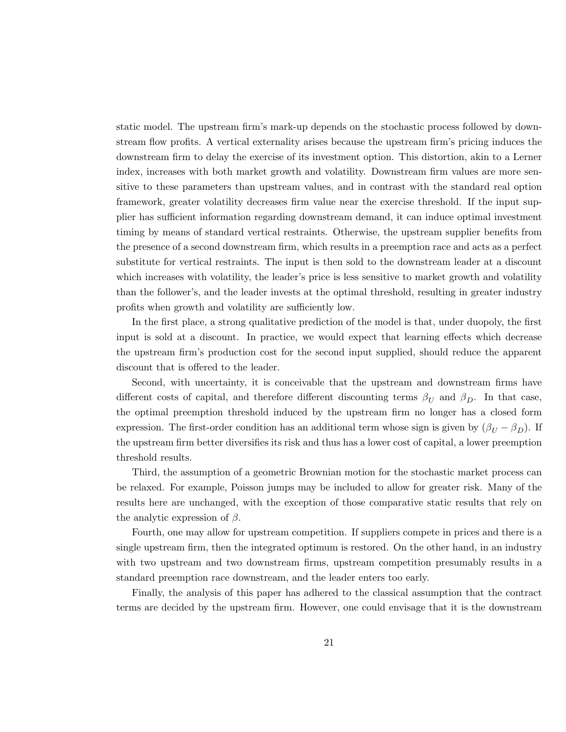static model. The upstream firm's mark-up depends on the stochastic process followed by downstream flow profits. A vertical externality arises because the upstream firm's pricing induces the downstream firm to delay the exercise of its investment option. This distortion, akin to a Lerner index, increases with both market growth and volatility. Downstream firm values are more sensitive to these parameters than upstream values, and in contrast with the standard real option framework, greater volatility decreases firm value near the exercise threshold. If the input supplier has sufficient information regarding downstream demand, it can induce optimal investment timing by means of standard vertical restraints. Otherwise, the upstream supplier benefits from the presence of a second downstream firm, which results in a preemption race and acts as a perfect substitute for vertical restraints. The input is then sold to the downstream leader at a discount which increases with volatility, the leader's price is less sensitive to market growth and volatility than the follower's, and the leader invests at the optimal threshold, resulting in greater industry profits when growth and volatility are sufficiently low.

In the first place, a strong qualitative prediction of the model is that, under duopoly, the first input is sold at a discount. In practice, we would expect that learning effects which decrease the upstream firm's production cost for the second input supplied, should reduce the apparent discount that is offered to the leader.

Second, with uncertainty, it is conceivable that the upstream and downstream firms have different costs of capital, and therefore different discounting terms $\beta_U$ and $\beta_D$. In that case, the optimal preemption threshold induced by the upstream firm no longer has a closed form expression. The first-order condition has an additional term whose sign is given by $(\beta_U - \beta_D)$. If the upstream firm better diversifies its risk and thus has a lower cost of capital, a lower preemption threshold results.

Third, the assumption of a geometric Brownian motion for the stochastic market process can be relaxed. For example, Poisson jumps may be included to allow for greater risk. Many of the results here are unchanged, with the exception of those comparative static results that rely on the analytic expression of $\beta$.

Fourth, one may allow for upstream competition. If suppliers compete in prices and there is a single upstream firm, then the integrated optimum is restored. On the other hand, in an industry with two upstream and two downstream firms, upstream competition presumably results in a standard preemption race downstream, and the leader enters too early.

Finally, the analysis of this paper has adhered to the classical assumption that the contract terms are decided by the upstream firm. However, one could envisage that it is the downstream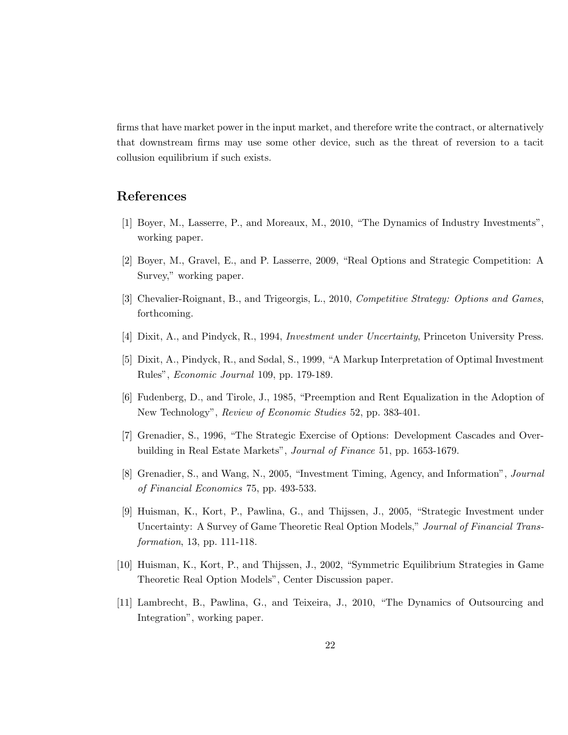firms that have market power in the input market, and therefore write the contract, or alternatively that downstream firms may use some other device, such as the threat of reversion to a tacit collusion equilibrium if such exists.

## References

[1] Boyer, M., Lasserre, P., and Moreaux, M., 2010, "The Dynamics of Industry Investments", working paper.

[2] Boyer, M., Gravel, E., and P. Lasserre, 2009, "Real Options and Strategic Competition: A Survey," working paper.

[3] Chevalier-Roignant, B., and Trigeorgis, L., 2010, *Competitive Strategy: Options and Games*, forthcoming.

[4] Dixit, A., and Pindyck, R., 1994, *Investment under Uncertainty*, Princeton University Press.

[5] Dixit, A., Pindyck, R., and Sødal, S., 1999, "A Markup Interpretation of Optimal Investment Rules", *Economic Journal* 109, pp. 179-189.

[6] Fudenberg, D., and Tirole, J., 1985, "Preemption and Rent Equalization in the Adoption of New Technology", *Review of Economic Studies* 52, pp. 383-401.

[7] Grenadier, S., 1996, "The Strategic Exercise of Options: Development Cascades and Overbuilding in Real Estate Markets", *Journal of Finance* 51, pp. 1653-1679.

[8] Grenadier, S., and Wang, N., 2005, "Investment Timing, Agency, and Information", *Journal of Financial Economics* 75, pp. 493-533.

[9] Huisman, K., Kort, P., Pawlina, G., and Thijssen, J., 2005, "Strategic Investment under Uncertainty: A Survey of Game Theoretic Real Option Models," *Journal of Financial Transformation*, 13, pp. 111-118.

[10] Huisman, K., Kort, P., and Thijssen, J., 2002, "Symmetric Equilibrium Strategies in Game Theoretic Real Option Models", Center Discussion paper.

[11] Lambrecht, B., Pawlina, G., and Teixeira, J., 2010, "The Dynamics of Outsourcing and Integration", working paper.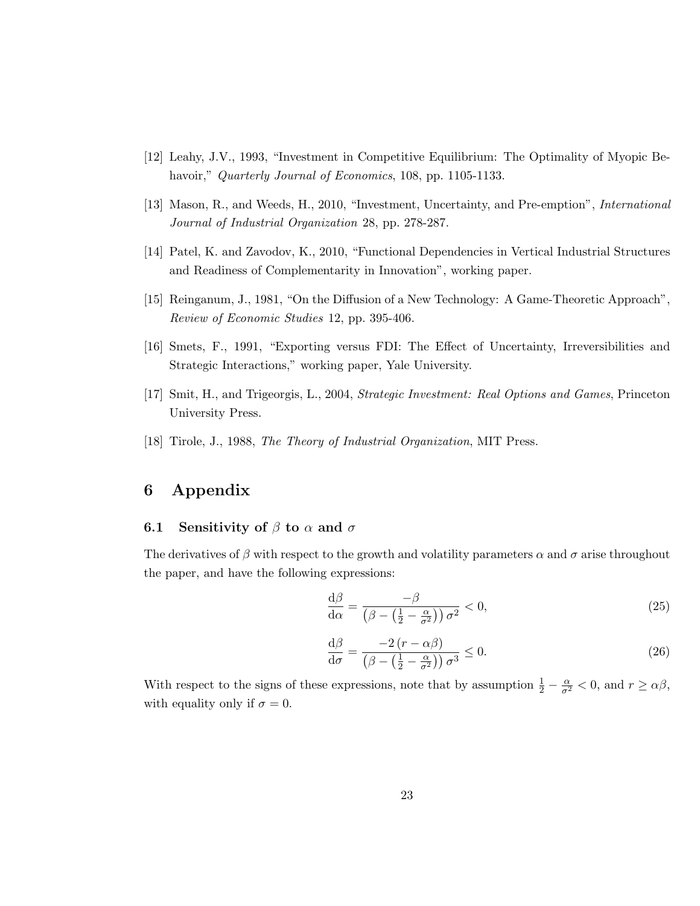[12] Leahy, J.V., 1993, "Investment in Competitive Equilibrium: The Optimality of Myopic Behavoir," *Quarterly Journal of Economics*, 108, pp. 1105-1133.

[13] Mason, R., and Weeds, H., 2010, "Investment, Uncertainty, and Pre-emption", *International Journal of Industrial Organization* 28, pp. 278-287.

[14] Patel, K. and Zavodov, K., 2010, "Functional Dependencies in Vertical Industrial Structures and Readiness of Complementarity in Innovation", working paper.

[15] Reinganum, J., 1981, "On the Diffusion of a New Technology: A Game-Theoretic Approach", *Review of Economic Studies* 12, pp. 395-406.

[16] Smets, F., 1991, "Exporting versus FDI: The Effect of Uncertainty, Irreversibilities and Strategic Interactions," working paper, Yale University.

[17] Smit, H., and Trigeorgis, L., 2004, *Strategic Investment: Real Options and Games*, Princeton University Press.

[18] Tirole, J., 1988, *The Theory of Industrial Organization*, MIT Press.

# 6 Appendix

## 6.1 Sensitivity of $\beta$ to $\alpha$ and $\sigma$

The derivatives of $\beta$ with respect to the growth and volatility parameters $\alpha$ and $\sigma$ arise throughout the paper, and have the following expressions:

$$\frac{\mathrm{d}\beta}{\mathrm{d}\alpha} = \frac{-\beta}{\left(\beta - \left(\frac{1}{2} - \frac{\alpha}{\sigma^2}\right)\right)\sigma^2} < 0, \tag{25}$$

$$\frac{\mathrm{d}\beta}{\mathrm{d}\sigma} = \frac{-2\left(r - \alpha\beta\right)}{\left(\beta - \left(\frac{1}{2} - \frac{\alpha}{\sigma^2}\right)\right)\sigma^3} \leq 0. \tag{26}$$

With respect to the signs of these expressions, note that by assumption $\frac{1}{2} - \frac{\alpha}{\sigma^2} < 0$, and $r \geq \alpha\beta$, with equality only if $\sigma = 0$.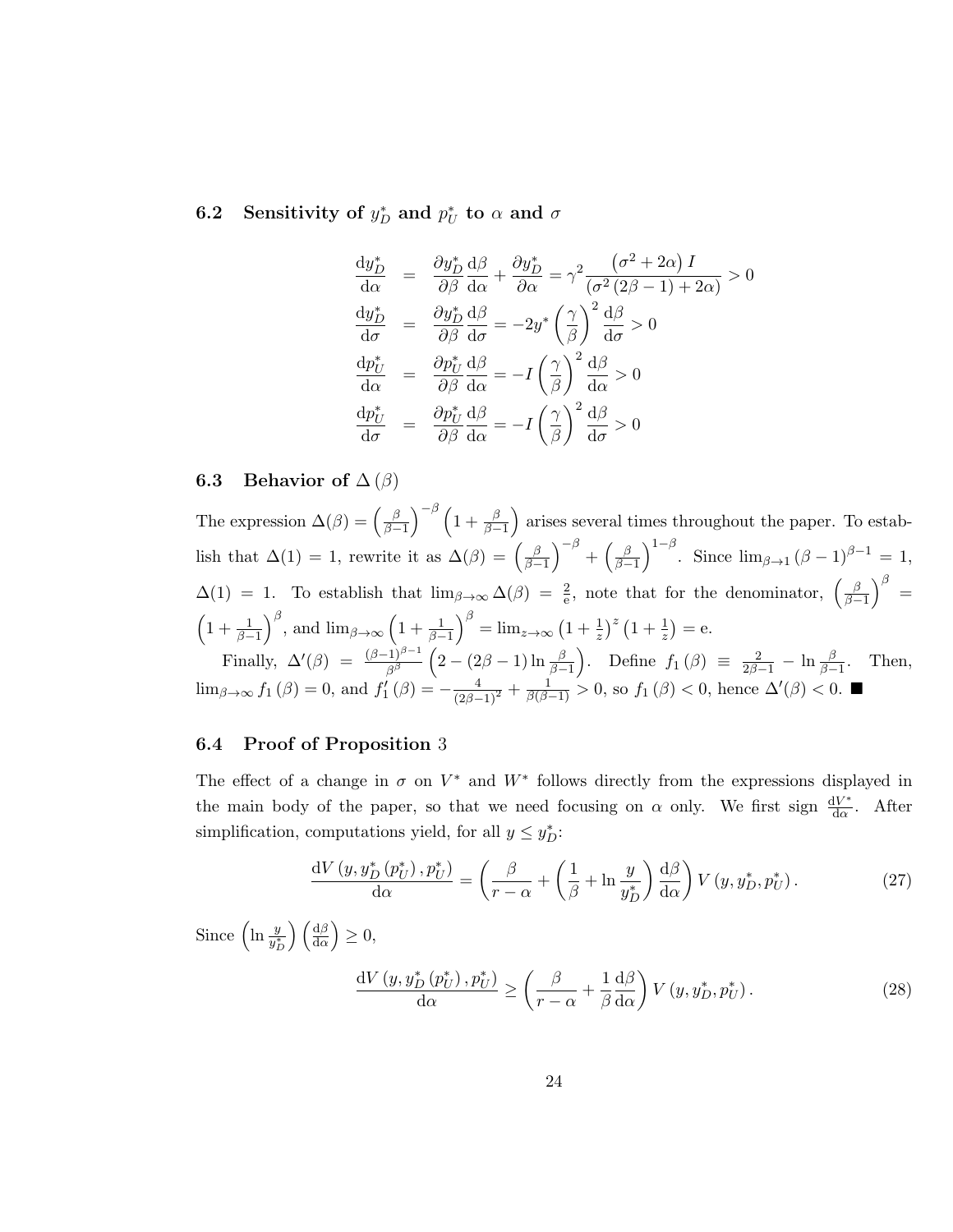### 6.2 Sensitivity of $y_D^*$ and $p_U^*$ to $\alpha$ and $\sigma$

$$
\begin{aligned}
\frac{\mathrm{d}y_D^*}{\mathrm{d}\alpha} &= \frac{\partial y_D^*}{\partial \beta}\frac{\mathrm{d}\beta}{\mathrm{d}\alpha} + \frac{\partial y_D^*}{\partial \alpha} = \gamma^2 \frac{\left(\sigma^2 + 2\alpha\right) I}{\left(\sigma^2\left(2\beta - 1\right) + 2\alpha\right)} > 0 \\
\frac{\mathrm{d}y_D^*}{\mathrm{d}\sigma} &= \frac{\partial y_D^*}{\partial \beta}\frac{\mathrm{d}\beta}{\mathrm{d}\sigma} = -2y^*\left(\frac{\gamma}{\beta}\right)^2 \frac{\mathrm{d}\beta}{\mathrm{d}\sigma} > 0 \\
\frac{\mathrm{d}p_U^*}{\mathrm{d}\alpha} &= \frac{\partial p_U^*}{\partial \beta}\frac{\mathrm{d}\beta}{\mathrm{d}\alpha} = -I\left(\frac{\gamma}{\beta}\right)^2 \frac{\mathrm{d}\beta}{\mathrm{d}\alpha} > 0 \\
\frac{\mathrm{d}p_U^*}{\mathrm{d}\sigma} &= \frac{\partial p_U^*}{\partial \beta}\frac{\mathrm{d}\beta}{\mathrm{d}\alpha} = -I\left(\frac{\gamma}{\beta}\right)^2 \frac{\mathrm{d}\beta}{\mathrm{d}\sigma} > 0
\end{aligned}
$$

### 6.3 Behavior of $\Delta(\beta)$

The expression $\Delta(\beta) = \left(\frac{\beta}{\beta-1}\right)^{-\beta}\left(1 + \frac{\beta}{\beta-1}\right)$ arises several times throughout the paper. To establish that $\Delta(1) = 1$, rewrite it as $\Delta(\beta) = \left(\frac{\beta}{\beta-1}\right)^{-\beta} + \left(\frac{\beta}{\beta-1}\right)^{1-\beta}$. Since $\lim_{\beta \to 1}(\beta-1)^{\beta-1} = 1$, $\Delta(1) = 1$. To establish that $\lim_{\beta\to\infty}\Delta(\beta) = \frac{2}{\mathrm{e}}$, note that for the denominator, $\left(\frac{\beta}{\beta-1}\right)^{\beta} = \left(1 + \frac{1}{\beta-1}\right)^{\beta}$, and $\lim_{\beta\to\infty}\left(1 + \frac{1}{\beta-1}\right)^{\beta} = \lim_{z\to\infty}\left(1+\frac{1}{z}\right)^{z}\left(1+\frac{1}{z}\right) = \mathrm{e}$.

Finally, $\Delta'(\beta) = \frac{(\beta-1)^{\beta-1}}{\beta^{\beta}}\left(2 - (2\beta-1)\ln\frac{\beta}{\beta-1}\right)$. Define $f_1(\beta) \equiv \frac{2}{2\beta-1} - \ln\frac{\beta}{\beta-1}$. Then, $\lim_{\beta\to\infty} f_1(\beta) = 0$, and $f_1'(\beta) = -\frac{4}{(2\beta-1)^2} + \frac{1}{\beta(\beta-1)} > 0$, so $f_1(\beta) < 0$, hence $\Delta'(\beta) < 0$. ■

### 6.4 Proof of Proposition 3

The effect of a change in $\sigma$ on $V^*$ and $W^*$ follows directly from the expressions displayed in the main body of the paper, so that we need focusing on $\alpha$ only. We first sign $\frac{\mathrm{d}V^*}{\mathrm{d}\alpha}$. After simplification, computations yield, for all $y \leq y_D^*$:

$$
\frac{\mathrm{d}V\left(y, y_D^*\left(p_U^*\right), p_U^*\right)}{\mathrm{d}\alpha} = \left(\frac{\beta}{r-\alpha} + \left(\frac{1}{\beta} + \ln\frac{y}{y_D^*}\right)\frac{\mathrm{d}\beta}{\mathrm{d}\alpha}\right) V\left(y, y_D^*, p_U^*\right). \tag{27}
$$

Since $\left(\ln\frac{y}{y_D^*}\right)\left(\frac{\mathrm{d}\beta}{\mathrm{d}\alpha}\right) \geq 0$,

$$
\frac{\mathrm{d}V\left(y, y_D^*\left(p_U^*\right), p_U^*\right)}{\mathrm{d}\alpha} \geq \left(\frac{\beta}{r-\alpha} + \frac{1}{\beta}\frac{\mathrm{d}\beta}{\mathrm{d}\alpha}\right) V\left(y, y_D^*, p_U^*\right). \tag{28}
$$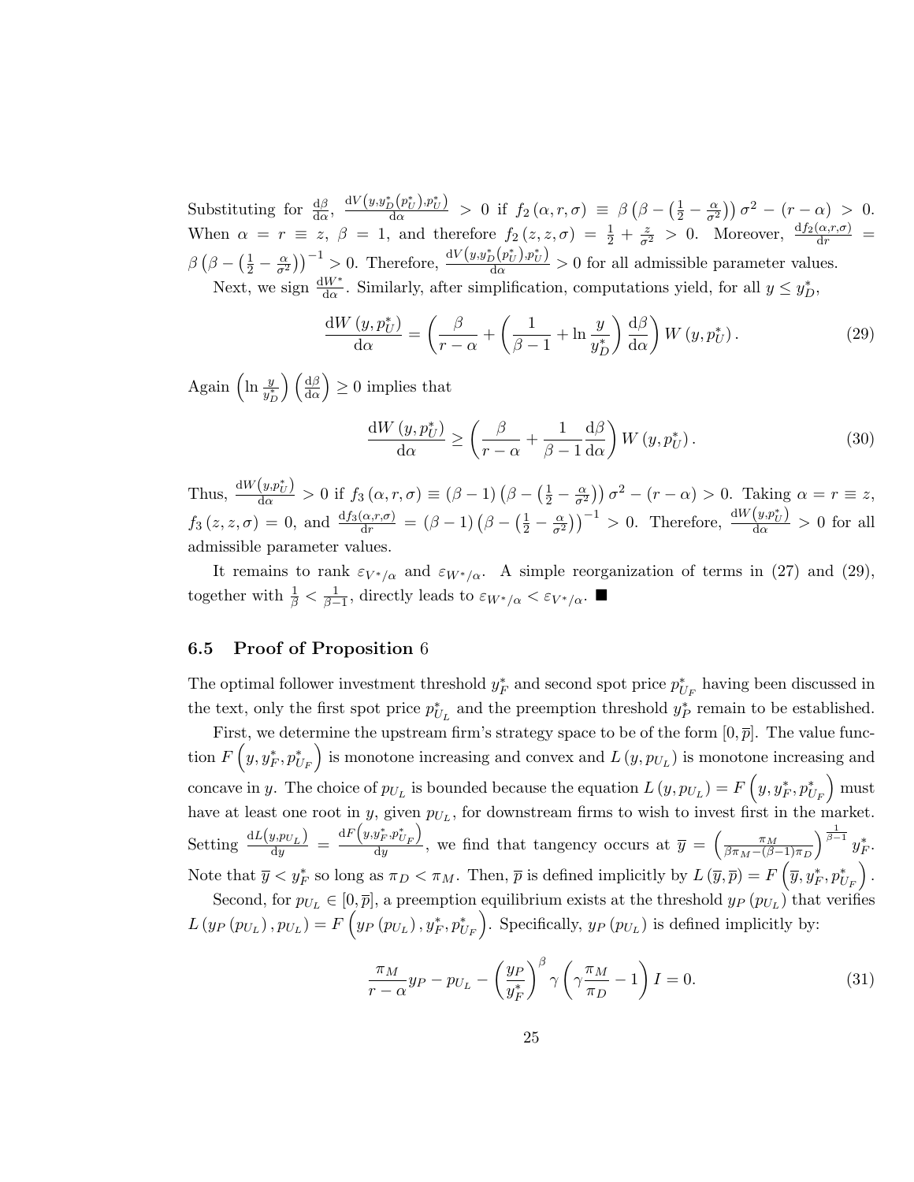Substituting for $\frac{\mathrm{d}\beta}{\mathrm{d}\alpha}$, $\frac{\mathrm{d}V\left(y,y_D^*\left(p_U^*\right),p_U^*\right)}{\mathrm{d}\alpha} > 0$ if $f_2(\alpha,r,\sigma) \equiv \beta\left(\beta - \left(\frac{1}{2} - \frac{\alpha}{\sigma^2}\right)\right)\sigma^2 - (r-\alpha) > 0$. When $\alpha = r \equiv z$, $\beta = 1$, and therefore $f_2(z,z,\sigma) = \frac{1}{2} + \frac{z}{\sigma^2} > 0$. Moreover, $\frac{\mathrm{d}f_2(\alpha,r,\sigma)}{\mathrm{d}r} = \beta\left(\beta - \left(\frac{1}{2} - \frac{\alpha}{\sigma^2}\right)\right)^{-1} > 0$. Therefore, $\frac{\mathrm{d}V\left(y,y_D^*\left(p_U^*\right),p_U^*\right)}{\mathrm{d}\alpha} > 0$ for all admissible parameter values.

Next, we sign $\frac{\mathrm{d}W^*}{\mathrm{d}\alpha}$. Similarly, after simplification, computations yield, for all $y \leq y_D^*$,

$$\frac{\mathrm{d}W\left(y,p_U^*\right)}{\mathrm{d}\alpha} = \left(\frac{\beta}{r-\alpha} + \left(\frac{1}{\beta-1} + \ln\frac{y}{y_D^*}\right)\frac{\mathrm{d}\beta}{\mathrm{d}\alpha}\right)W\left(y,p_U^*\right). \tag{29}$$

Again $\left(\ln\frac{y}{y_D^*}\right)\left(\frac{\mathrm{d}\beta}{\mathrm{d}\alpha}\right) \geq 0$ implies that

$$\frac{\mathrm{d}W\left(y,p_U^*\right)}{\mathrm{d}\alpha} \geq \left(\frac{\beta}{r-\alpha} + \frac{1}{\beta-1}\frac{\mathrm{d}\beta}{\mathrm{d}\alpha}\right)W\left(y,p_U^*\right). \tag{30}$$

Thus, $\frac{\mathrm{d}W\left(y,p_U^*\right)}{\mathrm{d}\alpha} > 0$ if $f_3(\alpha,r,\sigma) \equiv (\beta-1)\left(\beta - \left(\frac{1}{2} - \frac{\alpha}{\sigma^2}\right)\right)\sigma^2 - (r-\alpha) > 0$. Taking $\alpha = r \equiv z$, $f_3(z,z,\sigma) = 0$, and $\frac{\mathrm{d}f_3(\alpha,r,\sigma)}{\mathrm{d}r} = (\beta-1)\left(\beta - \left(\frac{1}{2} - \frac{\alpha}{\sigma^2}\right)\right)^{-1} > 0$. Therefore, $\frac{\mathrm{d}W\left(y,p_U^*\right)}{\mathrm{d}\alpha} > 0$ for all admissible parameter values.

It remains to rank $\varepsilon_{V^*/\alpha}$ and $\varepsilon_{W^*/\alpha}$. A simple reorganization of terms in (27) and (29), together with $\frac{1}{\beta} < \frac{1}{\beta-1}$, directly leads to $\varepsilon_{W^*/\alpha} < \varepsilon_{V^*/\alpha}$. ■

### 6.5 Proof of Proposition 6

The optimal follower investment threshold $y_F^*$ and second spot price $p_{U_F}^*$ having been discussed in the text, only the first spot price $p_{U_L}^*$ and the preemption threshold $y_P^*$ remain to be established.

First, we determine the upstream firm's strategy space to be of the form $[0,\overline{p}]$. The value function $F\left(y,y_F^*,p_{U_F}^*\right)$ is monotone increasing and convex and $L\left(y,p_{U_L}\right)$ is monotone increasing and concave in $y$. The choice of $p_{U_L}$ is bounded because the equation $L\left(y,p_{U_L}\right) = F\left(y,y_F^*,p_{U_F}^*\right)$ must have at least one root in $y$, given $p_{U_L}$, for downstream firms to wish to invest first in the market. Setting $\frac{\mathrm{d}L\left(y,p_{U_L}\right)}{\mathrm{d}y} = \frac{\mathrm{d}F\left(y,y_F^*,p_{U_F}^*\right)}{\mathrm{d}y}$, we find that tangency occurs at $\overline{y} = \left(\frac{\pi_M}{\beta\pi_M - (\beta-1)\pi_D}\right)^{\frac{1}{\beta-1}} y_F^*$. Note that $\overline{y} < y_F^*$ so long as $\pi_D < \pi_M$. Then, $\overline{p}$ is defined implicitly by $L\left(\overline{y},\overline{p}\right) = F\left(\overline{y},y_F^*,p_{U_F}^*\right)$.

Second, for $p_{U_L} \in [0,\overline{p}]$, a preemption equilibrium exists at the threshold $y_P\left(p_{U_L}\right)$ that verifies $L\left(y_P\left(p_{U_L}\right),p_{U_L}\right) = F\left(y_P\left(p_{U_L}\right),y_F^*,p_{U_F}^*\right)$. Specifically, $y_P\left(p_{U_L}\right)$ is defined implicitly by:

$$\frac{\pi_M}{r-\alpha}y_P - p_{U_L} - \left(\frac{y_P}{y_F^*}\right)^{\beta}\gamma\left(\gamma\frac{\pi_M}{\pi_D} - 1\right)I = 0. \tag{31}$$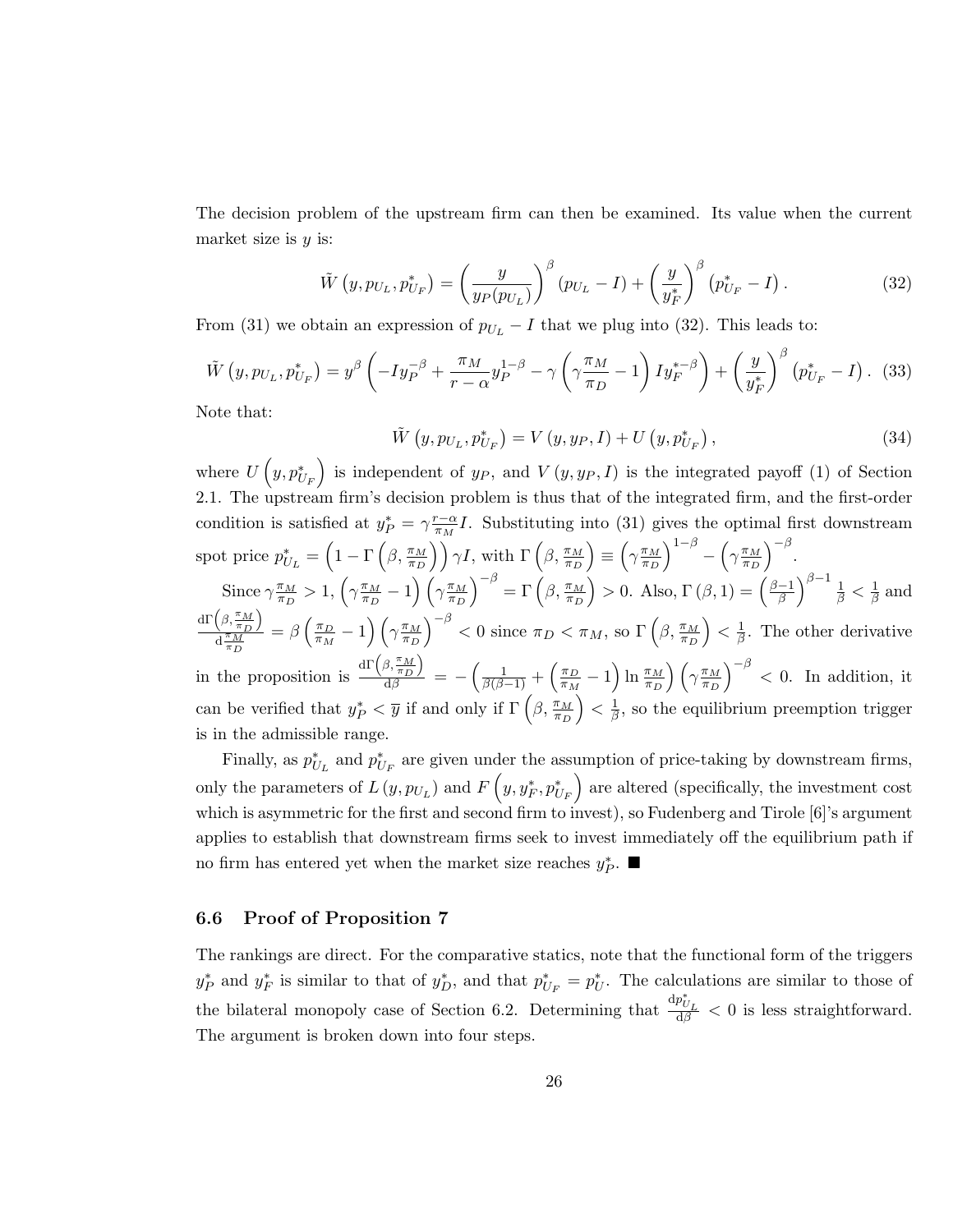The decision problem of the upstream firm can then be examined. Its value when the current market size is $y$ is:

$$\tilde{W}\left(y, p_{U_L}, p_{U_F}^*\right) = \left(\frac{y}{y_P(p_{U_L})}\right)^\beta \left(p_{U_L} - I\right) + \left(\frac{y}{y_F^*}\right)^\beta \left(p_{U_F}^* - I\right). \tag{32}$$

From (31) we obtain an expression of $p_{U_L} - I$ that we plug into (32). This leads to:

$$\tilde{W}\left(y, p_{U_L}, p_{U_F}^*\right) = y^\beta \left(-I y_P^{-\beta} + \frac{\pi_M}{r-\alpha} y_P^{1-\beta} - \gamma\left(\gamma\frac{\pi_M}{\pi_D} - 1\right) I y_F^{*-\beta}\right) + \left(\frac{y}{y_F^*}\right)^\beta \left(p_{U_F}^* - I\right). \tag{33}$$

Note that:

$$\tilde{W}\left(y, p_{U_L}, p_{U_F}^*\right) = V\left(y, y_P, I\right) + U\left(y, p_{U_F}^*\right), \tag{34}$$

where $U\left(y, p_{U_F}^*\right)$ is independent of $y_P$, and $V\left(y, y_P, I\right)$ is the integrated payoff (1) of Section 2.1. The upstream firm's decision problem is thus that of the integrated firm, and the first-order condition is satisfied at $y_P^* = \gamma\frac{r-\alpha}{\pi_M} I$. Substituting into (31) gives the optimal first downstream spot price $p_{U_L}^* = \left(1 - \Gamma\left(\beta, \frac{\pi_M}{\pi_D}\right)\right)\gamma I$, with $\Gamma\left(\beta, \frac{\pi_M}{\pi_D}\right) \equiv \left(\gamma\frac{\pi_M}{\pi_D}\right)^{1-\beta} - \left(\gamma\frac{\pi_M}{\pi_D}\right)^{-\beta}$.

Since $\gamma\frac{\pi_M}{\pi_D} > 1$, $\left(\gamma\frac{\pi_M}{\pi_D} - 1\right)\left(\gamma\frac{\pi_M}{\pi_D}\right)^{-\beta} = \Gamma\left(\beta, \frac{\pi_M}{\pi_D}\right) > 0$. Also, $\Gamma\left(\beta, 1\right) = \left(\frac{\beta-1}{\beta}\right)^{\beta-1}\frac{1}{\beta} < \frac{1}{\beta}$ and $\frac{\mathrm{d}\Gamma\left(\beta, \frac{\pi_M}{\pi_D}\right)}{\mathrm{d}\frac{\pi_M}{\pi_D}} = \beta\left(\frac{\pi_D}{\pi_M} - 1\right)\left(\gamma\frac{\pi_M}{\pi_D}\right)^{-\beta} < 0$ since $\pi_D < \pi_M$, so $\Gamma\left(\beta, \frac{\pi_M}{\pi_D}\right) < \frac{1}{\beta}$. The other derivative in the proposition is $\frac{\mathrm{d}\Gamma\left(\beta, \frac{\pi_M}{\pi_D}\right)}{\mathrm{d}\beta} = -\left(\frac{1}{\beta(\beta-1)} + \left(\frac{\pi_D}{\pi_M} - 1\right)\ln\frac{\pi_M}{\pi_D}\right)\left(\gamma\frac{\pi_M}{\pi_D}\right)^{-\beta} < 0$. In addition, it can be verified that $y_P^* < \overline{y}$ if and only if $\Gamma\left(\beta, \frac{\pi_M}{\pi_D}\right) < \frac{1}{\beta}$, so the equilibrium preemption trigger is in the admissible range.

Finally, as $p_{U_L}^*$ and $p_{U_F}^*$ are given under the assumption of price-taking by downstream firms, only the parameters of $L\left(y, p_{U_L}\right)$ and $F\left(y, y_F^*, p_{U_F}^*\right)$ are altered (specifically, the investment cost which is asymmetric for the first and second firm to invest), so Fudenberg and Tirole [6]'s argument applies to establish that downstream firms seek to invest immediately off the equilibrium path if no firm has entered yet when the market size reaches $y_P^*$. ■

### 6.6 Proof of Proposition 7

The rankings are direct. For the comparative statics, note that the functional form of the triggers $y_P^*$ and $y_F^*$ is similar to that of $y_D^*$, and that $p_{U_F}^* = p_U^*$. The calculations are similar to those of the bilateral monopoly case of Section 6.2. Determining that $\frac{\mathrm{d}p_{U_L}^*}{\mathrm{d}\beta} < 0$ is less straightforward. The argument is broken down into four steps.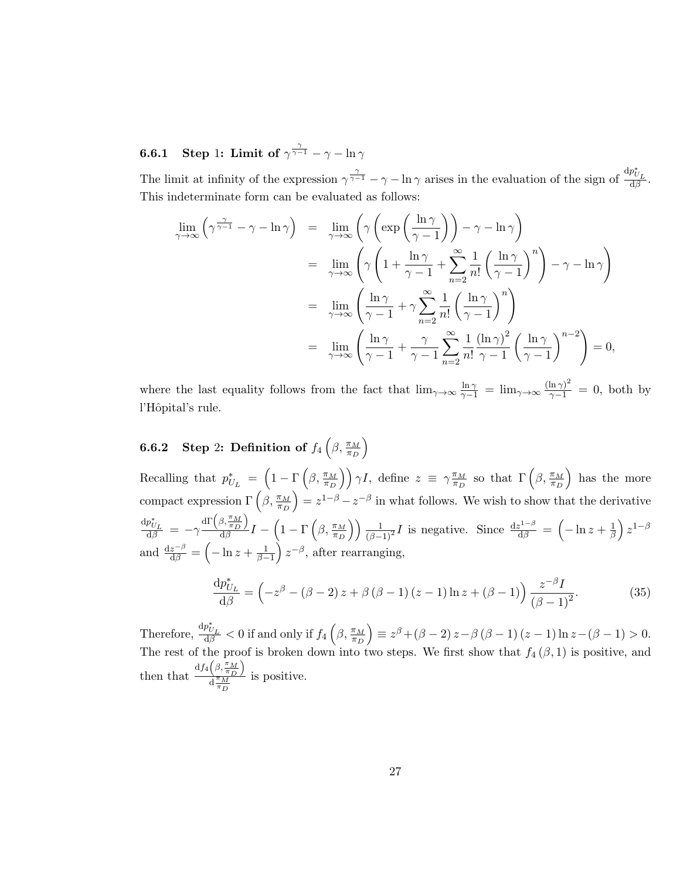### 6.6.1 Step 1: Limit of $\gamma^{\frac{\gamma}{\gamma-1}} - \gamma - \ln\gamma$

The limit at infinity of the expression $\gamma^{\frac{\gamma}{\gamma-1}} - \gamma - \ln\gamma$ arises in the evaluation of the sign of $\frac{\mathrm{d}p^*_{U_L}}{\mathrm{d}\beta}$. This indeterminate form can be evaluated as follows:

$$
\begin{aligned}
\lim_{\gamma\to\infty}\left(\gamma^{\frac{\gamma}{\gamma-1}} - \gamma - \ln\gamma\right) &= \lim_{\gamma\to\infty}\left(\gamma\left(\exp\left(\frac{\ln\gamma}{\gamma-1}\right)\right) - \gamma - \ln\gamma\right) \\
&= \lim_{\gamma\to\infty}\left(\gamma\left(1 + \frac{\ln\gamma}{\gamma-1} + \sum_{n=2}^{\infty}\frac{1}{n!}\left(\frac{\ln\gamma}{\gamma-1}\right)^n\right) - \gamma - \ln\gamma\right) \\
&= \lim_{\gamma\to\infty}\left(\frac{\ln\gamma}{\gamma-1} + \gamma\sum_{n=2}^{\infty}\frac{1}{n!}\left(\frac{\ln\gamma}{\gamma-1}\right)^n\right) \\
&= \lim_{\gamma\to\infty}\left(\frac{\ln\gamma}{\gamma-1} + \frac{\gamma}{\gamma-1}\sum_{n=2}^{\infty}\frac{1}{n!}\frac{(\ln\gamma)^2}{\gamma-1}\left(\frac{\ln\gamma}{\gamma-1}\right)^{n-2}\right) = 0,
\end{aligned}
$$

where the last equality follows from the fact that $\lim_{\gamma\to\infty}\frac{\ln\gamma}{\gamma-1} = \lim_{\gamma\to\infty}\frac{(\ln\gamma)^2}{\gamma-1} = 0$, both by l'Hôpital's rule.

### 6.6.2 Step 2: Definition of $f_4\left(\beta, \frac{\pi_M}{\pi_D}\right)$

Recalling that $p^*_{U_L} = \left(1 - \Gamma\left(\beta, \frac{\pi_M}{\pi_D}\right)\right)\gamma I$, define $z \equiv \gamma\frac{\pi_M}{\pi_D}$ so that $\Gamma\left(\beta, \frac{\pi_M}{\pi_D}\right)$ has the more compact expression $\Gamma\left(\beta, \frac{\pi_M}{\pi_D}\right) = z^{1-\beta} - z^{-\beta}$ in what follows. We wish to show that the derivative $\frac{\mathrm{d}p^*_{U_L}}{\mathrm{d}\beta} = -\gamma\frac{\mathrm{d}\Gamma\left(\beta,\frac{\pi_M}{\pi_D}\right)}{\mathrm{d}\beta}I - \left(1 - \Gamma\left(\beta, \frac{\pi_M}{\pi_D}\right)\right)\frac{1}{(\beta-1)^2}I$ is negative. Since $\frac{\mathrm{d}z^{1-\beta}}{\mathrm{d}\beta} = \left(-\ln z + \frac{1}{\beta}\right)z^{1-\beta}$ and $\frac{\mathrm{d}z^{-\beta}}{\mathrm{d}\beta} = \left(-\ln z + \frac{1}{\beta-1}\right)z^{-\beta}$, after rearranging,

$$
\frac{\mathrm{d}p^*_{U_L}}{\mathrm{d}\beta} = \left(-z^{\beta} - (\beta-2)z + \beta(\beta-1)(z-1)\ln z + (\beta-1)\right)\frac{z^{-\beta}I}{(\beta-1)^2}. \tag{35}
$$

Therefore, $\frac{\mathrm{d}p^*_{U_L}}{\mathrm{d}\beta} < 0$ if and only if $f_4\left(\beta, \frac{\pi_M}{\pi_D}\right) \equiv z^{\beta} + (\beta-2)z - \beta(\beta-1)(z-1)\ln z - (\beta-1) > 0$. The rest of the proof is broken down into two steps. We first show that $f_4(\beta, 1)$ is positive, and then that $\frac{\mathrm{d}f_4\left(\beta,\frac{\pi_M}{\pi_D}\right)}{\mathrm{d}\frac{\pi_M}{\pi_D}}$ is positive.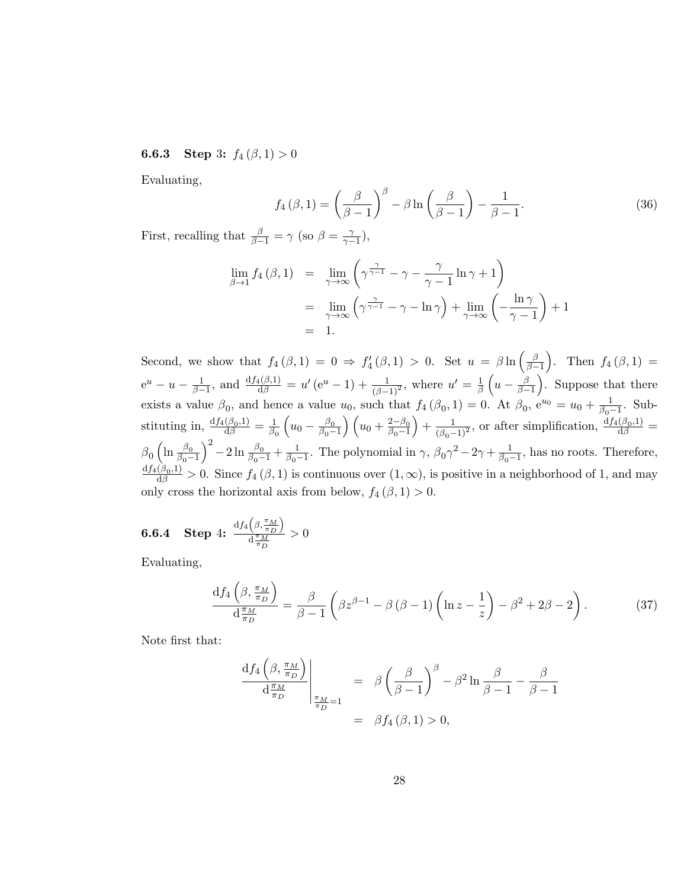### 6.6.3 Step 3: $f_4(\beta, 1) > 0$

Evaluating,

$$f_4(\beta, 1) = \left(\frac{\beta}{\beta - 1}\right)^{\beta} - \beta \ln\left(\frac{\beta}{\beta - 1}\right) - \frac{1}{\beta - 1}. \tag{36}$$

First, recalling that $\frac{\beta}{\beta-1} = \gamma$ (so $\beta = \frac{\gamma}{\gamma-1}$),

$$\begin{aligned}
\lim_{\beta \to 1} f_4(\beta, 1) &= \lim_{\gamma \to \infty} \left(\gamma^{\frac{\gamma}{\gamma-1}} - \gamma - \frac{\gamma}{\gamma - 1} \ln \gamma + 1\right) \\
&= \lim_{\gamma \to \infty} \left(\gamma^{\frac{\gamma}{\gamma-1}} - \gamma - \ln \gamma\right) + \lim_{\gamma \to \infty} \left(-\frac{\ln \gamma}{\gamma - 1}\right) + 1 \\
&= 1.
\end{aligned}$$

Second, we show that $f_4(\beta, 1) = 0 \Rightarrow f_4'(\beta, 1) > 0$. Set $u = \beta \ln\left(\frac{\beta}{\beta-1}\right)$. Then $f_4(\beta, 1) = e^u - u - \frac{1}{\beta-1}$, and $\frac{df_4(\beta,1)}{d\beta} = u'(e^u - 1) + \frac{1}{(\beta-1)^2}$, where $u' = \frac{1}{\beta}\left(u - \frac{\beta}{\beta-1}\right)$. Suppose that there exists a value $\beta_0$, and hence a value $u_0$, such that $f_4(\beta_0, 1) = 0$. At $\beta_0$, $e^{u_0} = u_0 + \frac{1}{\beta_0-1}$. Substituting in, $\frac{df_4(\beta_0,1)}{d\beta} = \frac{1}{\beta_0}\left(u_0 - \frac{\beta_0}{\beta_0-1}\right)\left(u_0 + \frac{2-\beta_0}{\beta_0-1}\right) + \frac{1}{(\beta_0-1)^2}$, or after simplification, $\frac{df_4(\beta_0,1)}{d\beta} = \beta_0\left(\ln \frac{\beta_0}{\beta_0-1}\right)^2 - 2\ln \frac{\beta_0}{\beta_0-1} + \frac{1}{\beta_0-1}$. The polynomial in $\gamma$, $\beta_0\gamma^2 - 2\gamma + \frac{1}{\beta_0-1}$, has no roots. Therefore, $\frac{df_4(\beta_0,1)}{d\beta} > 0$. Since $f_4(\beta, 1)$ is continuous over $(1, \infty)$, is positive in a neighborhood of 1, and may only cross the horizontal axis from below, $f_4(\beta, 1) > 0$.

### 6.6.4 Step 4: $\frac{df_4\left(\beta, \frac{\pi_M}{\pi_D}\right)}{d\frac{\pi_M}{\pi_D}} > 0$

Evaluating,

$$\frac{df_4\left(\beta, \frac{\pi_M}{\pi_D}\right)}{d\frac{\pi_M}{\pi_D}} = \frac{\beta}{\beta - 1}\left(\beta z^{\beta-1} - \beta(\beta - 1)\left(\ln z - \frac{1}{z}\right) - \beta^2 + 2\beta - 2\right). \tag{37}$$

Note first that:

$$\begin{aligned}
\left.\frac{df_4\left(\beta, \frac{\pi_M}{\pi_D}\right)}{d\frac{\pi_M}{\pi_D}}\right|_{\frac{\pi_M}{\pi_D}=1} &= \beta\left(\frac{\beta}{\beta - 1}\right)^{\beta} - \beta^2 \ln \frac{\beta}{\beta - 1} - \frac{\beta}{\beta - 1} \\
&= \beta f_4(\beta, 1) > 0,
\end{aligned}$$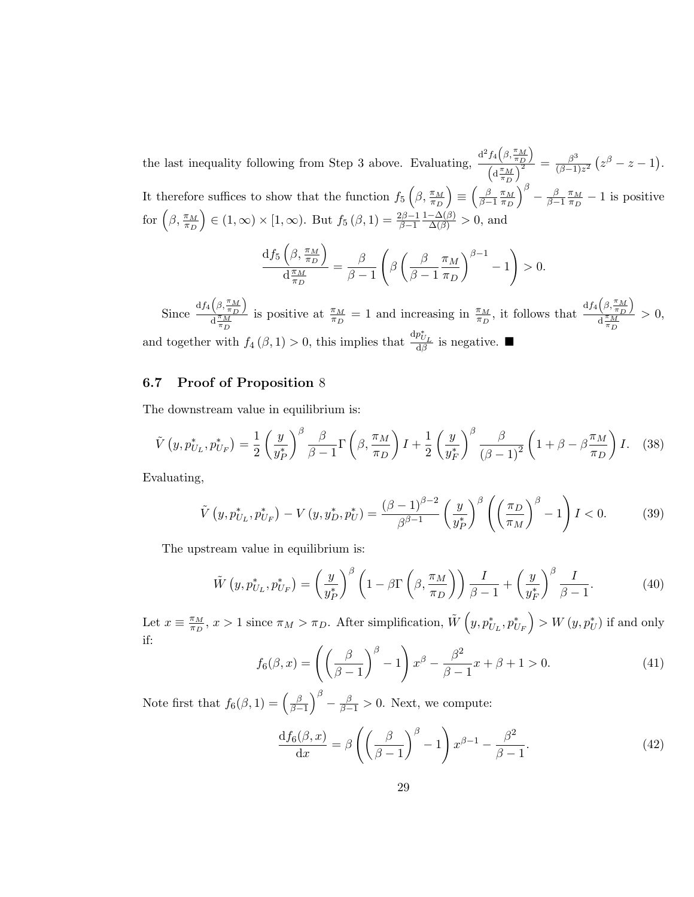the last inequality following from Step 3 above. Evaluating, $\frac{\mathrm{d}^2 f_4\left(\beta, \frac{\pi_M}{\pi_D}\right)}{\left(\mathrm{d}\frac{\pi_M}{\pi_D}\right)^2} = \frac{\beta^3}{(\beta-1)z^2}\left(z^\beta - z - 1\right)$. It therefore suffices to show that the function $f_5\left(\beta, \frac{\pi_M}{\pi_D}\right) \equiv \left(\frac{\beta}{\beta-1}\frac{\pi_M}{\pi_D}\right)^\beta - \frac{\beta}{\beta-1}\frac{\pi_M}{\pi_D} - 1$ is positive for $\left(\beta, \frac{\pi_M}{\pi_D}\right) \in (1,\infty)\times[1,\infty)$. But $f_5(\beta,1) = \frac{2\beta-1}{\beta-1}\frac{1-\Delta(\beta)}{\Delta(\beta)} > 0$, and

$$\frac{\mathrm{d}f_5\left(\beta, \frac{\pi_M}{\pi_D}\right)}{\mathrm{d}\frac{\pi_M}{\pi_D}} = \frac{\beta}{\beta-1}\left(\beta\left(\frac{\beta}{\beta-1}\frac{\pi_M}{\pi_D}\right)^{\beta-1} - 1\right) > 0.$$

Since $\frac{\mathrm{d}f_4\left(\beta, \frac{\pi_M}{\pi_D}\right)}{\mathrm{d}\frac{\pi_M}{\pi_D}}$ is positive at $\frac{\pi_M}{\pi_D} = 1$ and increasing in $\frac{\pi_M}{\pi_D}$, it follows that $\frac{\mathrm{d}f_4\left(\beta, \frac{\pi_M}{\pi_D}\right)}{\mathrm{d}\frac{\pi_M}{\pi_D}} > 0$, and together with $f_4(\beta,1) > 0$, this implies that $\frac{\mathrm{d}p^*_{U_L}}{\mathrm{d}\beta}$ is negative. ■

## 6.7 Proof of Proposition 8

The downstream value in equilibrium is:

$$\tilde{V}\left(y, p^*_{U_L}, p^*_{U_F}\right) = \frac{1}{2}\left(\frac{y}{y^*_P}\right)^\beta \frac{\beta}{\beta-1}\Gamma\left(\beta, \frac{\pi_M}{\pi_D}\right) I + \frac{1}{2}\left(\frac{y}{y^*_F}\right)^\beta \frac{\beta}{(\beta-1)^2}\left(1+\beta-\beta\frac{\pi_M}{\pi_D}\right) I. \quad (38)$$

Evaluating,

$$\tilde{V}\left(y, p^*_{U_L}, p^*_{U_F}\right) - V\left(y, y^*_D, p^*_U\right) = \frac{(\beta-1)^{\beta-2}}{\beta^{\beta-1}}\left(\frac{y}{y^*_P}\right)^\beta\left(\left(\frac{\pi_D}{\pi_M}\right)^\beta - 1\right) I < 0. \quad (39)$$

The upstream value in equilibrium is:

$$\tilde{W}\left(y, p^*_{U_L}, p^*_{U_F}\right) = \left(\frac{y}{y^*_P}\right)^\beta\left(1 - \beta\Gamma\left(\beta, \frac{\pi_M}{\pi_D}\right)\right)\frac{I}{\beta-1} + \left(\frac{y}{y^*_F}\right)^\beta \frac{I}{\beta-1}. \quad (40)$$

Let $x \equiv \frac{\pi_M}{\pi_D}$, $x > 1$ since $\pi_M > \pi_D$. After simplification, $\tilde{W}\left(y, p^*_{U_L}, p^*_{U_F}\right) > W\left(y, p^*_U\right)$ if and only if:

$$f_6(\beta, x) = \left(\left(\frac{\beta}{\beta-1}\right)^\beta - 1\right)x^\beta - \frac{\beta^2}{\beta-1}x + \beta + 1 > 0. \quad (41)$$

Note first that $f_6(\beta,1) = \left(\frac{\beta}{\beta-1}\right)^\beta - \frac{\beta}{\beta-1} > 0$. Next, we compute:

$$\frac{\mathrm{d}f_6(\beta,x)}{\mathrm{d}x} = \beta\left(\left(\frac{\beta}{\beta-1}\right)^\beta - 1\right)x^{\beta-1} - \frac{\beta^2}{\beta-1}. \quad (42)$$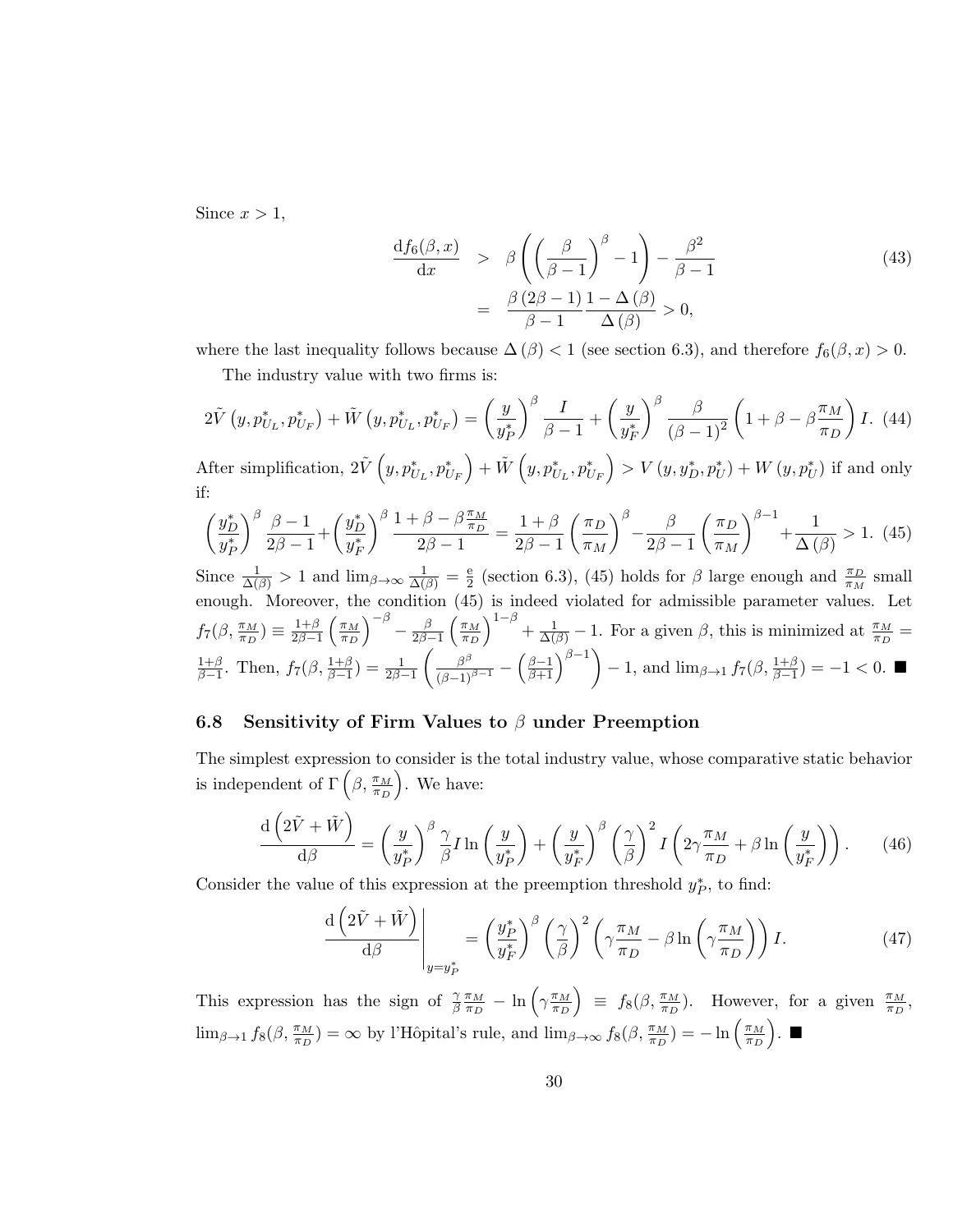Since $x > 1$,

$$
\begin{aligned}
\frac{\mathrm{d}f_6(\beta,x)}{\mathrm{d}x} &> \beta\left(\left(\frac{\beta}{\beta-1}\right)^{\beta}-1\right)-\frac{\beta^2}{\beta-1} \\
&= \frac{\beta\left(2\beta-1\right)}{\beta-1}\frac{1-\Delta\left(\beta\right)}{\Delta\left(\beta\right)}>0,
\end{aligned} \tag{43}
$$

where the last inequality follows because $\Delta(\beta) < 1$ (see section 6.3), and therefore $f_6(\beta, x) > 0$.

The industry value with two firms is:

$$
2\tilde{V}\left(y, p^*_{U_L}, p^*_{U_F}\right) + \tilde{W}\left(y, p^*_{U_L}, p^*_{U_F}\right) = \left(\frac{y}{y^*_P}\right)^{\beta}\frac{I}{\beta-1} + \left(\frac{y}{y^*_F}\right)^{\beta}\frac{\beta}{\left(\beta-1\right)^2}\left(1+\beta-\beta\frac{\pi_M}{\pi_D}\right)I. \tag{44}
$$

After simplification, $2\tilde{V}\left(y, p^*_{U_L}, p^*_{U_F}\right) + \tilde{W}\left(y, p^*_{U_L}, p^*_{U_F}\right) > V\left(y, y^*_D, p^*_U\right) + W\left(y, p^*_U\right)$ if and only if:

$$
\left(\frac{y^*_D}{y^*_P}\right)^{\beta}\frac{\beta-1}{2\beta-1}+\left(\frac{y^*_D}{y^*_F}\right)^{\beta}\frac{1+\beta-\beta\frac{\pi_M}{\pi_D}}{2\beta-1} = \frac{1+\beta}{2\beta-1}\left(\frac{\pi_D}{\pi_M}\right)^{\beta}-\frac{\beta}{2\beta-1}\left(\frac{\pi_D}{\pi_M}\right)^{\beta-1}+\frac{1}{\Delta\left(\beta\right)} > 1. \tag{45}
$$

Since $\frac{1}{\Delta(\beta)} > 1$ and $\lim_{\beta\to\infty}\frac{1}{\Delta(\beta)} = \frac{\mathrm{e}}{2}$ (section 6.3), (45) holds for $\beta$ large enough and $\frac{\pi_D}{\pi_M}$ small enough. Moreover, the condition (45) is indeed violated for admissible parameter values. Let $f_7(\beta, \frac{\pi_M}{\pi_D}) \equiv \frac{1+\beta}{2\beta-1}\left(\frac{\pi_M}{\pi_D}\right)^{-\beta} - \frac{\beta}{2\beta-1}\left(\frac{\pi_M}{\pi_D}\right)^{1-\beta} + \frac{1}{\Delta(\beta)} - 1$. For a given $\beta$, this is minimized at $\frac{\pi_M}{\pi_D} = \frac{1+\beta}{\beta-1}$. Then, $f_7(\beta, \frac{1+\beta}{\beta-1}) = \frac{1}{2\beta-1}\left(\frac{\beta^{\beta}}{(\beta-1)^{\beta-1}} - \left(\frac{\beta-1}{\beta+1}\right)^{\beta-1}\right) - 1$, and $\lim_{\beta\to 1} f_7(\beta, \frac{1+\beta}{\beta-1}) = -1 < 0$. ■

### 6.8 Sensitivity of Firm Values to $\beta$ under Preemption

The simplest expression to consider is the total industry value, whose comparative static behavior is independent of $\Gamma\left(\beta, \frac{\pi_M}{\pi_D}\right)$. We have:

$$
\frac{\mathrm{d}\left(2\tilde{V}+\tilde{W}\right)}{\mathrm{d}\beta} = \left(\frac{y}{y^*_P}\right)^{\beta}\frac{\gamma}{\beta}I\ln\left(\frac{y}{y^*_P}\right) + \left(\frac{y}{y^*_F}\right)^{\beta}\left(\frac{\gamma}{\beta}\right)^2 I\left(2\gamma\frac{\pi_M}{\pi_D}+\beta\ln\left(\frac{y}{y^*_F}\right)\right). \tag{46}
$$

Consider the value of this expression at the preemption threshold $y^*_P$, to find:

$$
\left.\frac{\mathrm{d}\left(2\tilde{V}+\tilde{W}\right)}{\mathrm{d}\beta}\right|_{y=y^*_P} = \left(\frac{y^*_P}{y^*_F}\right)^{\beta}\left(\frac{\gamma}{\beta}\right)^2\left(\gamma\frac{\pi_M}{\pi_D}-\beta\ln\left(\gamma\frac{\pi_M}{\pi_D}\right)\right)I. \tag{47}
$$

This expression has the sign of $\frac{\gamma}{\beta}\frac{\pi_M}{\pi_D} - \ln\left(\gamma\frac{\pi_M}{\pi_D}\right) \equiv f_8(\beta, \frac{\pi_M}{\pi_D})$. However, for a given $\frac{\pi_M}{\pi_D}$, $\lim_{\beta\to 1} f_8(\beta, \frac{\pi_M}{\pi_D}) = \infty$ by l'Hôpital's rule, and $\lim_{\beta\to\infty} f_8(\beta, \frac{\pi_M}{\pi_D}) = -\ln\left(\frac{\pi_M}{\pi_D}\right)$. ■